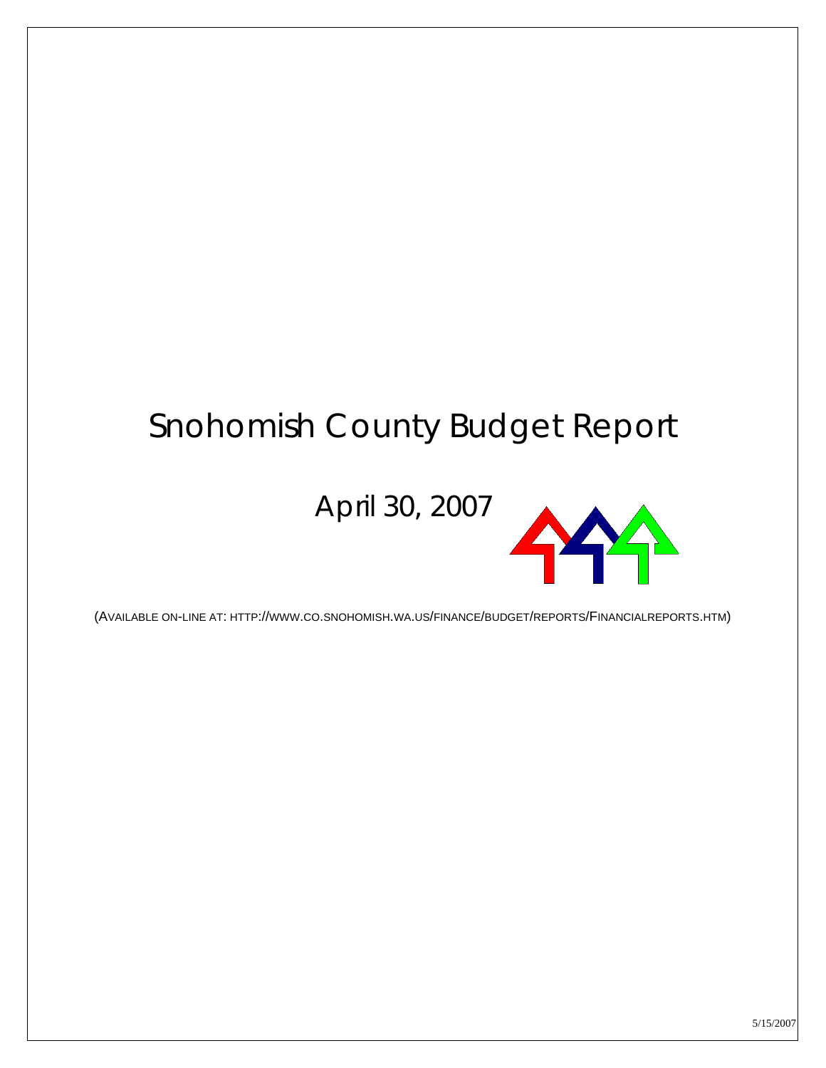# Snohomish County Budget Report

## April 30, 2007

(Available on-line at: http://www.co.snohomish.wa.us/finance/budget/reports/FinancialReports.htm)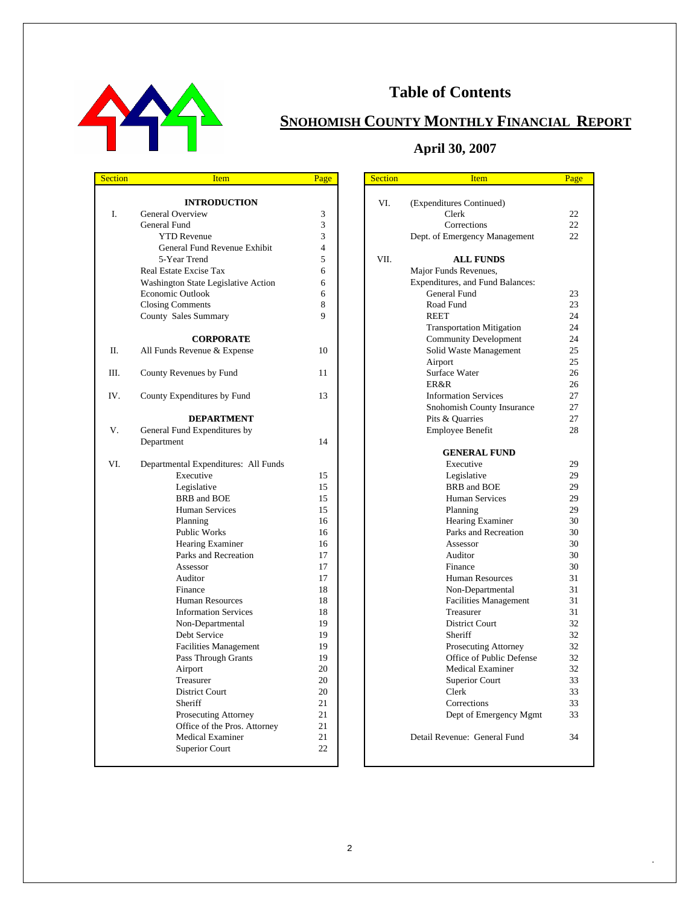# Table of Contents

## SNOHOMISH COUNTY MONTHLY FINANCIAL REPORT

### April 30, 2007

| Section | Item | Page |
|---|---|---|
| | **INTRODUCTION** | |
| I. | General Overview | 3 |
| | General Fund | 3 |
| | YTD Revenue | 3 |
| | General Fund Revenue Exhibit | 4 |
| | 5-Year Trend | 5 |
| | Real Estate Excise Tax | 6 |
| | Washington State Legislative Action | 6 |
| | Economic Outlook | 6 |
| | Closing Comments | 8 |
| | County Sales Summary | 9 |
| | **CORPORATE** | |
| II. | All Funds Revenue & Expense | 10 |
| III. | County Revenues by Fund | 11 |
| IV. | County Expenditures by Fund | 13 |
| | **DEPARTMENT** | |
| V. | General Fund Expenditures by Department | 14 |
| VI. | Departmental Expenditures: All Funds | |
| | Executive | 15 |
| | Legislative | 15 |
| | BRB and BOE | 15 |
| | Human Services | 15 |
| | Planning | 16 |
| | Public Works | 16 |
| | Hearing Examiner | 16 |
| | Parks and Recreation | 17 |
| | Assessor | 17 |
| | Auditor | 17 |
| | Finance | 18 |
| | Human Resources | 18 |
| | Information Services | 18 |
| | Non-Departmental | 19 |
| | Debt Service | 19 |
| | Facilities Management | 19 |
| | Pass Through Grants | 19 |
| | Airport | 20 |
| | Treasurer | 20 |
| | District Court | 20 |
| | Sheriff | 21 |
| | Prosecuting Attorney | 21 |
| | Office of the Pros. Attorney | 21 |
| | Medical Examiner | 21 |
| | Superior Court | 22 |
| VI. | (Expenditures Continued) | |
| | Clerk | 22 |
| | Corrections | 22 |
| | Dept. of Emergency Management | 22 |
| VII. | **ALL FUNDS** | |
| | Major Funds Revenues, Expenditures, and Fund Balances: | |
| | General Fund | 23 |
| | Road Fund | 23 |
| | REET | 24 |
| | Transportation Mitigation | 24 |
| | Community Development | 24 |
| | Solid Waste Management | 25 |
| | Airport | 25 |
| | Surface Water | 26 |
| | ER&R | 26 |
| | Information Services | 27 |
| | Snohomish County Insurance | 27 |
| | Pits & Quarries | 27 |
| | Employee Benefit | 28 |
| | **GENERAL FUND** | |
| | Executive | 29 |
| | Legislative | 29 |
| | BRB and BOE | 29 |
| | Human Services | 29 |
| | Planning | 29 |
| | Hearing Examiner | 30 |
| | Parks and Recreation | 30 |
| | Assessor | 30 |
| | Auditor | 30 |
| | Finance | 30 |
| | Human Resources | 31 |
| | Non-Departmental | 31 |
| | Facilities Management | 31 |
| | Treasurer | 31 |
| | District Court | 32 |
| | Sheriff | 32 |
| | Prosecuting Attorney | 32 |
| | Office of Public Defense | 32 |
| | Medical Examiner | 32 |
| | Superior Court | 33 |
| | Clerk | 33 |
| | Corrections | 33 |
| | Dept of Emergency Mgmt | 33 |
| | Detail Revenue: General Fund | 34 |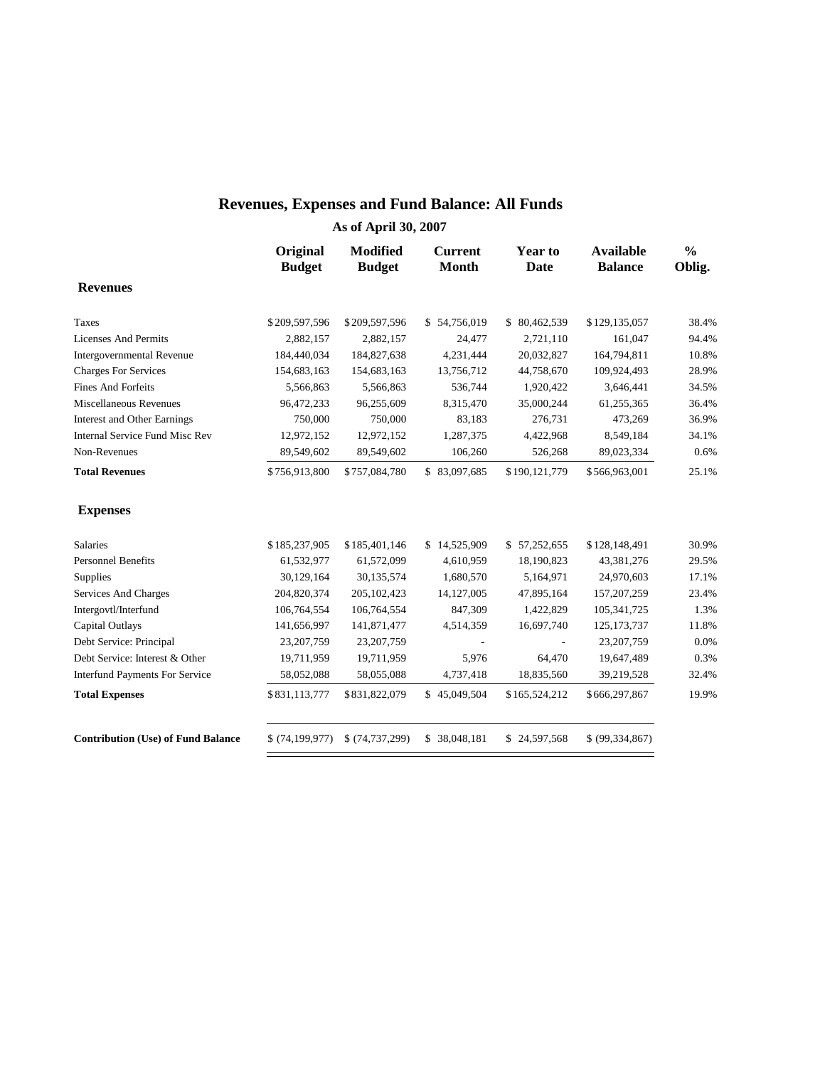# Revenues, Expenses and Fund Balance: All Funds

**As of April 30, 2007**

| | Original Budget | Modified Budget | Current Month | Year to Date | Available Balance | % Oblig. |
|---|---|---|---|---|---|---|
| **Revenues** | | | | | | |
| Taxes | $209,597,596 | $209,597,596 | $ 54,756,019 | $ 80,462,539 | $129,135,057 | 38.4% |
| Licenses And Permits | 2,882,157 | 2,882,157 | 24,477 | 2,721,110 | 161,047 | 94.4% |
| Intergovernmental Revenue | 184,440,034 | 184,827,638 | 4,231,444 | 20,032,827 | 164,794,811 | 10.8% |
| Charges For Services | 154,683,163 | 154,683,163 | 13,756,712 | 44,758,670 | 109,924,493 | 28.9% |
| Fines And Forfeits | 5,566,863 | 5,566,863 | 536,744 | 1,920,422 | 3,646,441 | 34.5% |
| Miscellaneous Revenues | 96,472,233 | 96,255,609 | 8,315,470 | 35,000,244 | 61,255,365 | 36.4% |
| Interest and Other Earnings | 750,000 | 750,000 | 83,183 | 276,731 | 473,269 | 36.9% |
| Internal Service Fund Misc Rev | 12,972,152 | 12,972,152 | 1,287,375 | 4,422,968 | 8,549,184 | 34.1% |
| Non-Revenues | 89,549,602 | 89,549,602 | 106,260 | 526,268 | 89,023,334 | 0.6% |
| **Total Revenues** | $756,913,800 | $757,084,780 | $ 83,097,685 | $190,121,779 | $566,963,001 | 25.1% |
| **Expenses** | | | | | | |
| Salaries | $185,237,905 | $185,401,146 | $ 14,525,909 | $ 57,252,655 | $128,148,491 | 30.9% |
| Personnel Benefits | 61,532,977 | 61,572,099 | 4,610,959 | 18,190,823 | 43,381,276 | 29.5% |
| Supplies | 30,129,164 | 30,135,574 | 1,680,570 | 5,164,971 | 24,970,603 | 17.1% |
| Services And Charges | 204,820,374 | 205,102,423 | 14,127,005 | 47,895,164 | 157,207,259 | 23.4% |
| Intergovtl/Interfund | 106,764,554 | 106,764,554 | 847,309 | 1,422,829 | 105,341,725 | 1.3% |
| Capital Outlays | 141,656,997 | 141,871,477 | 4,514,359 | 16,697,740 | 125,173,737 | 11.8% |
| Debt Service: Principal | 23,207,759 | 23,207,759 | - | - | 23,207,759 | 0.0% |
| Debt Service: Interest & Other | 19,711,959 | 19,711,959 | 5,976 | 64,470 | 19,647,489 | 0.3% |
| Interfund Payments For Service | 58,052,088 | 58,055,088 | 4,737,418 | 18,835,560 | 39,219,528 | 32.4% |
| **Total Expenses** | $831,113,777 | $831,822,079 | $ 45,049,504 | $165,524,212 | $666,297,867 | 19.9% |
| **Contribution (Use) of Fund Balance** | $ (74,199,977) | $ (74,737,299) | $ 38,048,181 | $ 24,597,568 | $ (99,334,867) | |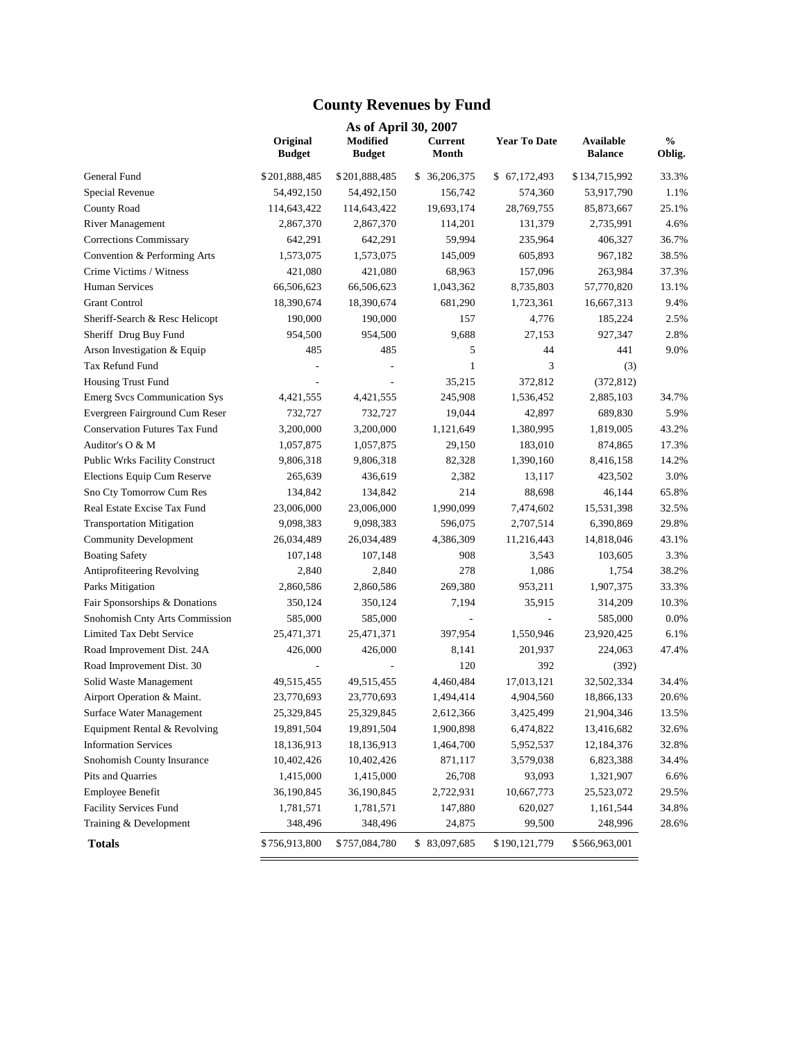# County Revenues by Fund

## As of April 30, 2007

| | Original Budget | Modified Budget | Current Month | Year To Date | Available Balance | % Oblig. |
|---|---|---|---|---|---|---|
| General Fund | $201,888,485 | $201,888,485 | $ 36,206,375 | $ 67,172,493 | $134,715,992 | 33.3% |
| Special Revenue | 54,492,150 | 54,492,150 | 156,742 | 574,360 | 53,917,790 | 1.1% |
| County Road | 114,643,422 | 114,643,422 | 19,693,174 | 28,769,755 | 85,873,667 | 25.1% |
| River Management | 2,867,370 | 2,867,370 | 114,201 | 131,379 | 2,735,991 | 4.6% |
| Corrections Commissary | 642,291 | 642,291 | 59,994 | 235,964 | 406,327 | 36.7% |
| Convention & Performing Arts | 1,573,075 | 1,573,075 | 145,009 | 605,893 | 967,182 | 38.5% |
| Crime Victims / Witness | 421,080 | 421,080 | 68,963 | 157,096 | 263,984 | 37.3% |
| Human Services | 66,506,623 | 66,506,623 | 1,043,362 | 8,735,803 | 57,770,820 | 13.1% |
| Grant Control | 18,390,674 | 18,390,674 | 681,290 | 1,723,361 | 16,667,313 | 9.4% |
| Sheriff-Search & Resc Helicopt | 190,000 | 190,000 | 157 | 4,776 | 185,224 | 2.5% |
| Sheriff Drug Buy Fund | 954,500 | 954,500 | 9,688 | 27,153 | 927,347 | 2.8% |
| Arson Investigation & Equip | 485 | 485 | 5 | 44 | 441 | 9.0% |
| Tax Refund Fund | - | - | 1 | 3 | (3) | |
| Housing Trust Fund | - | - | 35,215 | 372,812 | (372,812) | |
| Emerg Svcs Communication Sys | 4,421,555 | 4,421,555 | 245,908 | 1,536,452 | 2,885,103 | 34.7% |
| Evergreen Fairground Cum Reser | 732,727 | 732,727 | 19,044 | 42,897 | 689,830 | 5.9% |
| Conservation Futures Tax Fund | 3,200,000 | 3,200,000 | 1,121,649 | 1,380,995 | 1,819,005 | 43.2% |
| Auditor's O & M | 1,057,875 | 1,057,875 | 29,150 | 183,010 | 874,865 | 17.3% |
| Public Wrks Facility Construct | 9,806,318 | 9,806,318 | 82,328 | 1,390,160 | 8,416,158 | 14.2% |
| Elections Equip Cum Reserve | 265,639 | 436,619 | 2,382 | 13,117 | 423,502 | 3.0% |
| Sno Cty Tomorrow Cum Res | 134,842 | 134,842 | 214 | 88,698 | 46,144 | 65.8% |
| Real Estate Excise Tax Fund | 23,006,000 | 23,006,000 | 1,990,099 | 7,474,602 | 15,531,398 | 32.5% |
| Transportation Mitigation | 9,098,383 | 9,098,383 | 596,075 | 2,707,514 | 6,390,869 | 29.8% |
| Community Development | 26,034,489 | 26,034,489 | 4,386,309 | 11,216,443 | 14,818,046 | 43.1% |
| Boating Safety | 107,148 | 107,148 | 908 | 3,543 | 103,605 | 3.3% |
| Antiprofiteering Revolving | 2,840 | 2,840 | 278 | 1,086 | 1,754 | 38.2% |
| Parks Mitigation | 2,860,586 | 2,860,586 | 269,380 | 953,211 | 1,907,375 | 33.3% |
| Fair Sponsorships & Donations | 350,124 | 350,124 | 7,194 | 35,915 | 314,209 | 10.3% |
| Snohomish Cnty Arts Commission | 585,000 | 585,000 | - | - | 585,000 | 0.0% |
| Limited Tax Debt Service | 25,471,371 | 25,471,371 | 397,954 | 1,550,946 | 23,920,425 | 6.1% |
| Road Improvement Dist. 24A | 426,000 | 426,000 | 8,141 | 201,937 | 224,063 | 47.4% |
| Road Improvement Dist. 30 | - | - | 120 | 392 | (392) | |
| Solid Waste Management | 49,515,455 | 49,515,455 | 4,460,484 | 17,013,121 | 32,502,334 | 34.4% |
| Airport Operation & Maint. | 23,770,693 | 23,770,693 | 1,494,414 | 4,904,560 | 18,866,133 | 20.6% |
| Surface Water Management | 25,329,845 | 25,329,845 | 2,612,366 | 3,425,499 | 21,904,346 | 13.5% |
| Equipment Rental & Revolving | 19,891,504 | 19,891,504 | 1,900,898 | 6,474,822 | 13,416,682 | 32.6% |
| Information Services | 18,136,913 | 18,136,913 | 1,464,700 | 5,952,537 | 12,184,376 | 32.8% |
| Snohomish County Insurance | 10,402,426 | 10,402,426 | 871,117 | 3,579,038 | 6,823,388 | 34.4% |
| Pits and Quarries | 1,415,000 | 1,415,000 | 26,708 | 93,093 | 1,321,907 | 6.6% |
| Employee Benefit | 36,190,845 | 36,190,845 | 2,722,931 | 10,667,773 | 25,523,072 | 29.5% |
| Facility Services Fund | 1,781,571 | 1,781,571 | 147,880 | 620,027 | 1,161,544 | 34.8% |
| Training & Development | 348,496 | 348,496 | 24,875 | 99,500 | 248,996 | 28.6% |
| **Totals** | $756,913,800 | $757,084,780 | $ 83,097,685 | $190,121,779 | $566,963,001 | |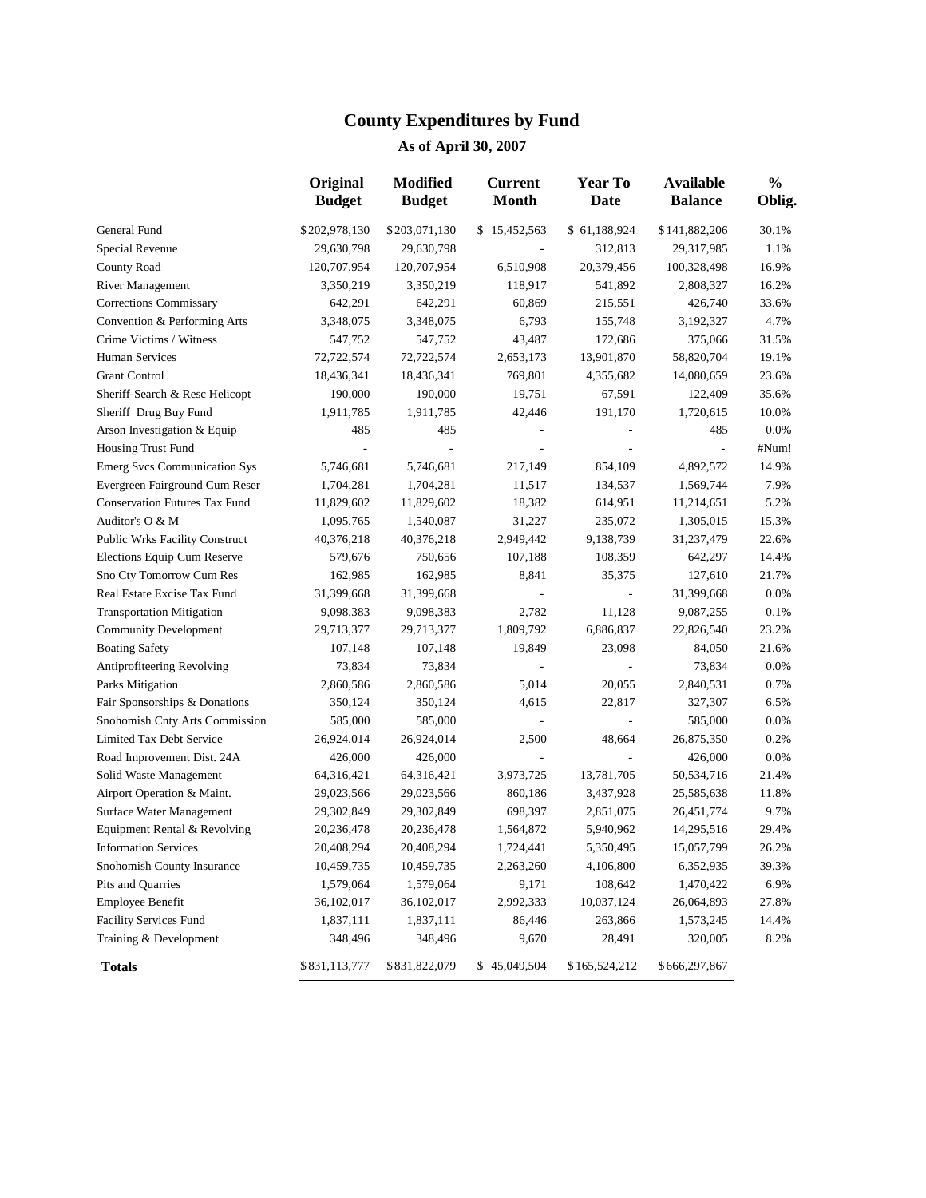# County Expenditures by Fund

## As of April 30, 2007

| | Original Budget | Modified Budget | Current Month | Year To Date | Available Balance | % Oblig. |
|---|---|---|---|---|---|---|
| General Fund | $202,978,130 | $203,071,130 | $ 15,452,563 | $ 61,188,924 | $141,882,206 | 30.1% |
| Special Revenue | 29,630,798 | 29,630,798 | - | 312,813 | 29,317,985 | 1.1% |
| County Road | 120,707,954 | 120,707,954 | 6,510,908 | 20,379,456 | 100,328,498 | 16.9% |
| River Management | 3,350,219 | 3,350,219 | 118,917 | 541,892 | 2,808,327 | 16.2% |
| Corrections Commissary | 642,291 | 642,291 | 60,869 | 215,551 | 426,740 | 33.6% |
| Convention & Performing Arts | 3,348,075 | 3,348,075 | 6,793 | 155,748 | 3,192,327 | 4.7% |
| Crime Victims / Witness | 547,752 | 547,752 | 43,487 | 172,686 | 375,066 | 31.5% |
| Human Services | 72,722,574 | 72,722,574 | 2,653,173 | 13,901,870 | 58,820,704 | 19.1% |
| Grant Control | 18,436,341 | 18,436,341 | 769,801 | 4,355,682 | 14,080,659 | 23.6% |
| Sheriff-Search & Resc Helicopt | 190,000 | 190,000 | 19,751 | 67,591 | 122,409 | 35.6% |
| Sheriff Drug Buy Fund | 1,911,785 | 1,911,785 | 42,446 | 191,170 | 1,720,615 | 10.0% |
| Arson Investigation & Equip | 485 | 485 | - | - | 485 | 0.0% |
| Housing Trust Fund | - | - | - | - | - | #Num! |
| Emerg Svcs Communication Sys | 5,746,681 | 5,746,681 | 217,149 | 854,109 | 4,892,572 | 14.9% |
| Evergreen Fairground Cum Reser | 1,704,281 | 1,704,281 | 11,517 | 134,537 | 1,569,744 | 7.9% |
| Conservation Futures Tax Fund | 11,829,602 | 11,829,602 | 18,382 | 614,951 | 11,214,651 | 5.2% |
| Auditor's O & M | 1,095,765 | 1,540,087 | 31,227 | 235,072 | 1,305,015 | 15.3% |
| Public Wrks Facility Construct | 40,376,218 | 40,376,218 | 2,949,442 | 9,138,739 | 31,237,479 | 22.6% |
| Elections Equip Cum Reserve | 579,676 | 750,656 | 107,188 | 108,359 | 642,297 | 14.4% |
| Sno Cty Tomorrow Cum Res | 162,985 | 162,985 | 8,841 | 35,375 | 127,610 | 21.7% |
| Real Estate Excise Tax Fund | 31,399,668 | 31,399,668 | - | - | 31,399,668 | 0.0% |
| Transportation Mitigation | 9,098,383 | 9,098,383 | 2,782 | 11,128 | 9,087,255 | 0.1% |
| Community Development | 29,713,377 | 29,713,377 | 1,809,792 | 6,886,837 | 22,826,540 | 23.2% |
| Boating Safety | 107,148 | 107,148 | 19,849 | 23,098 | 84,050 | 21.6% |
| Antiprofiteering Revolving | 73,834 | 73,834 | - | - | 73,834 | 0.0% |
| Parks Mitigation | 2,860,586 | 2,860,586 | 5,014 | 20,055 | 2,840,531 | 0.7% |
| Fair Sponsorships & Donations | 350,124 | 350,124 | 4,615 | 22,817 | 327,307 | 6.5% |
| Snohomish Cnty Arts Commission | 585,000 | 585,000 | - | - | 585,000 | 0.0% |
| Limited Tax Debt Service | 26,924,014 | 26,924,014 | 2,500 | 48,664 | 26,875,350 | 0.2% |
| Road Improvement Dist. 24A | 426,000 | 426,000 | - | - | 426,000 | 0.0% |
| Solid Waste Management | 64,316,421 | 64,316,421 | 3,973,725 | 13,781,705 | 50,534,716 | 21.4% |
| Airport Operation & Maint. | 29,023,566 | 29,023,566 | 860,186 | 3,437,928 | 25,585,638 | 11.8% |
| Surface Water Management | 29,302,849 | 29,302,849 | 698,397 | 2,851,075 | 26,451,774 | 9.7% |
| Equipment Rental & Revolving | 20,236,478 | 20,236,478 | 1,564,872 | 5,940,962 | 14,295,516 | 29.4% |
| Information Services | 20,408,294 | 20,408,294 | 1,724,441 | 5,350,495 | 15,057,799 | 26.2% |
| Snohomish County Insurance | 10,459,735 | 10,459,735 | 2,263,260 | 4,106,800 | 6,352,935 | 39.3% |
| Pits and Quarries | 1,579,064 | 1,579,064 | 9,171 | 108,642 | 1,470,422 | 6.9% |
| Employee Benefit | 36,102,017 | 36,102,017 | 2,992,333 | 10,037,124 | 26,064,893 | 27.8% |
| Facility Services Fund | 1,837,111 | 1,837,111 | 86,446 | 263,866 | 1,573,245 | 14.4% |
| Training & Development | 348,496 | 348,496 | 9,670 | 28,491 | 320,005 | 8.2% |
| **Totals** | $831,113,777 | $831,822,079 | $ 45,049,504 | $165,524,212 | $666,297,867 | |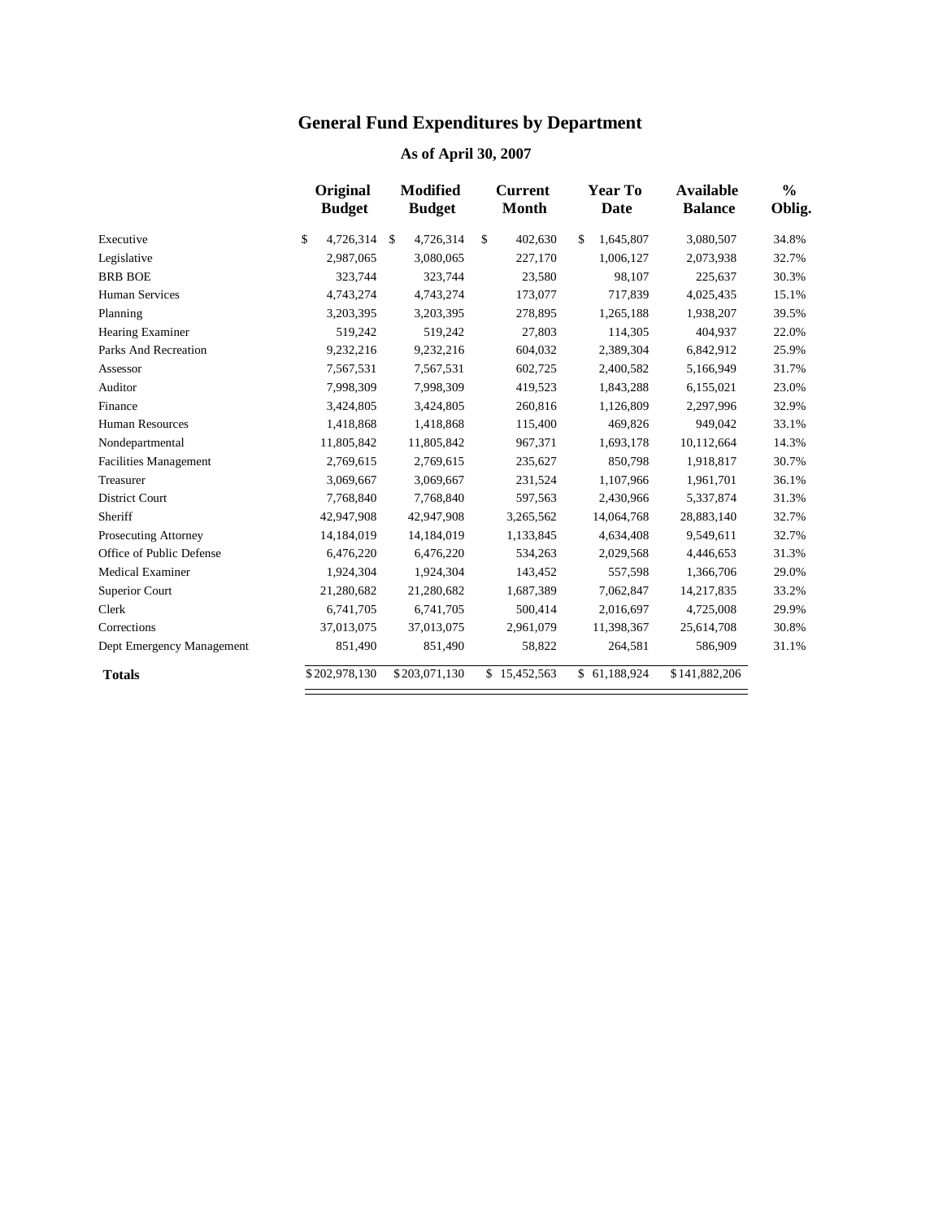# General Fund Expenditures by Department

## As of April 30, 2007

| | Original Budget | Modified Budget | Current Month | Year To Date | Available Balance | % Oblig. |
|---|---|---|---|---|---|---|
| Executive | $ 4,726,314 | $ 4,726,314 | $ 402,630 | $ 1,645,807 | 3,080,507 | 34.8% |
| Legislative | 2,987,065 | 3,080,065 | 227,170 | 1,006,127 | 2,073,938 | 32.7% |
| BRB BOE | 323,744 | 323,744 | 23,580 | 98,107 | 225,637 | 30.3% |
| Human Services | 4,743,274 | 4,743,274 | 173,077 | 717,839 | 4,025,435 | 15.1% |
| Planning | 3,203,395 | 3,203,395 | 278,895 | 1,265,188 | 1,938,207 | 39.5% |
| Hearing Examiner | 519,242 | 519,242 | 27,803 | 114,305 | 404,937 | 22.0% |
| Parks And Recreation | 9,232,216 | 9,232,216 | 604,032 | 2,389,304 | 6,842,912 | 25.9% |
| Assessor | 7,567,531 | 7,567,531 | 602,725 | 2,400,582 | 5,166,949 | 31.7% |
| Auditor | 7,998,309 | 7,998,309 | 419,523 | 1,843,288 | 6,155,021 | 23.0% |
| Finance | 3,424,805 | 3,424,805 | 260,816 | 1,126,809 | 2,297,996 | 32.9% |
| Human Resources | 1,418,868 | 1,418,868 | 115,400 | 469,826 | 949,042 | 33.1% |
| Nondepartmental | 11,805,842 | 11,805,842 | 967,371 | 1,693,178 | 10,112,664 | 14.3% |
| Facilities Management | 2,769,615 | 2,769,615 | 235,627 | 850,798 | 1,918,817 | 30.7% |
| Treasurer | 3,069,667 | 3,069,667 | 231,524 | 1,107,966 | 1,961,701 | 36.1% |
| District Court | 7,768,840 | 7,768,840 | 597,563 | 2,430,966 | 5,337,874 | 31.3% |
| Sheriff | 42,947,908 | 42,947,908 | 3,265,562 | 14,064,768 | 28,883,140 | 32.7% |
| Prosecuting Attorney | 14,184,019 | 14,184,019 | 1,133,845 | 4,634,408 | 9,549,611 | 32.7% |
| Office of Public Defense | 6,476,220 | 6,476,220 | 534,263 | 2,029,568 | 4,446,653 | 31.3% |
| Medical Examiner | 1,924,304 | 1,924,304 | 143,452 | 557,598 | 1,366,706 | 29.0% |
| Superior Court | 21,280,682 | 21,280,682 | 1,687,389 | 7,062,847 | 14,217,835 | 33.2% |
| Clerk | 6,741,705 | 6,741,705 | 500,414 | 2,016,697 | 4,725,008 | 29.9% |
| Corrections | 37,013,075 | 37,013,075 | 2,961,079 | 11,398,367 | 25,614,708 | 30.8% |
| Dept Emergency Management | 851,490 | 851,490 | 58,822 | 264,581 | 586,909 | 31.1% |
| **Totals** | $202,978,130 | $203,071,130 | $ 15,452,563 | $ 61,188,924 | $141,882,206 | |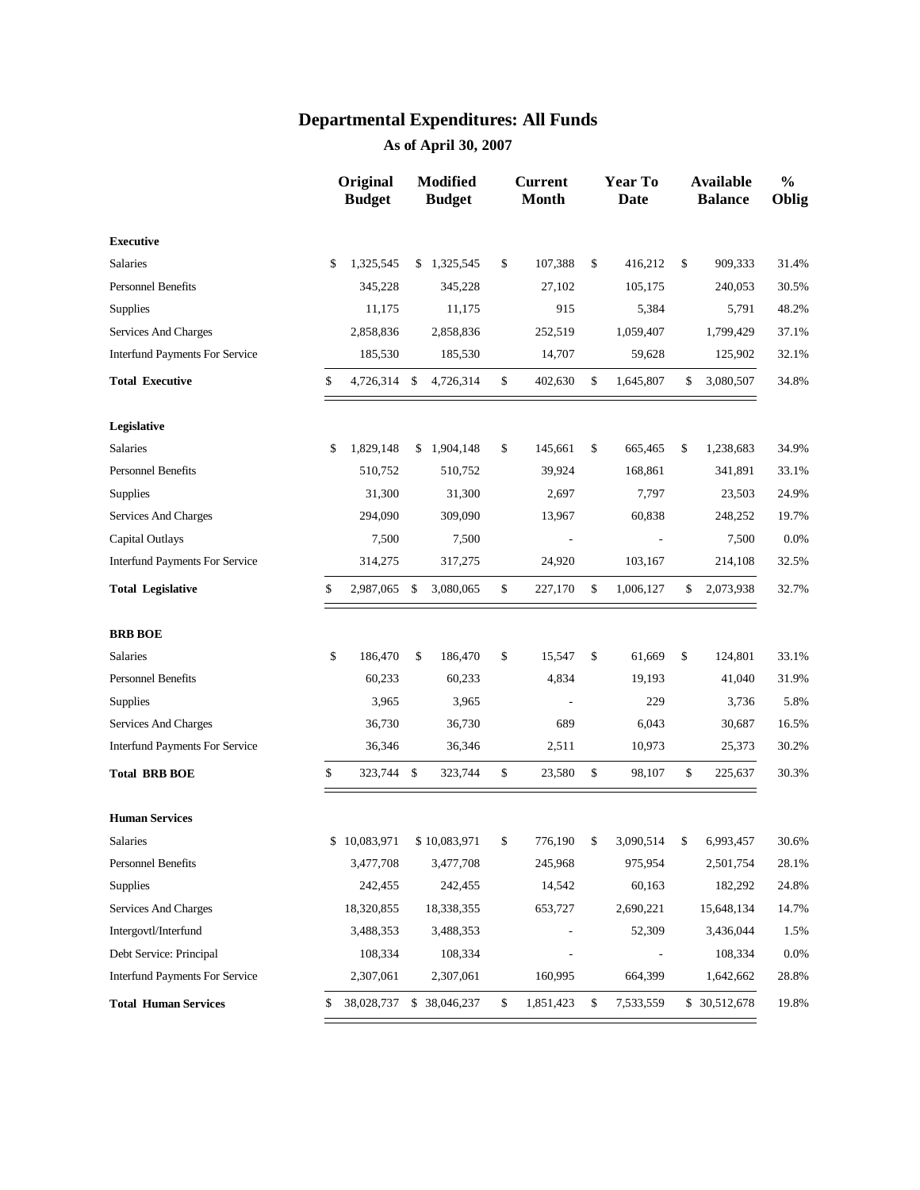# Departmental Expenditures: All Funds

## As of April 30, 2007

| | Original Budget | Modified Budget | Current Month | Year To Date | Available Balance | % Oblig |
|---|---|---|---|---|---|---|
| **Executive** | | | | | | |
| Salaries | $ 1,325,545 | $ 1,325,545 | $ 107,388 | $ 416,212 | $ 909,333 | 31.4% |
| Personnel Benefits | 345,228 | 345,228 | 27,102 | 105,175 | 240,053 | 30.5% |
| Supplies | 11,175 | 11,175 | 915 | 5,384 | 5,791 | 48.2% |
| Services And Charges | 2,858,836 | 2,858,836 | 252,519 | 1,059,407 | 1,799,429 | 37.1% |
| Interfund Payments For Service | 185,530 | 185,530 | 14,707 | 59,628 | 125,902 | 32.1% |
| **Total Executive** | $ 4,726,314 | $ 4,726,314 | $ 402,630 | $ 1,645,807 | $ 3,080,507 | 34.8% |
| **Legislative** | | | | | | |
| Salaries | $ 1,829,148 | $ 1,904,148 | $ 145,661 | $ 665,465 | $ 1,238,683 | 34.9% |
| Personnel Benefits | 510,752 | 510,752 | 39,924 | 168,861 | 341,891 | 33.1% |
| Supplies | 31,300 | 31,300 | 2,697 | 7,797 | 23,503 | 24.9% |
| Services And Charges | 294,090 | 309,090 | 13,967 | 60,838 | 248,252 | 19.7% |
| Capital Outlays | 7,500 | 7,500 | - | - | 7,500 | 0.0% |
| Interfund Payments For Service | 314,275 | 317,275 | 24,920 | 103,167 | 214,108 | 32.5% |
| **Total Legislative** | $ 2,987,065 | $ 3,080,065 | $ 227,170 | $ 1,006,127 | $ 2,073,938 | 32.7% |
| **BRB BOE** | | | | | | |
| Salaries | $ 186,470 | $ 186,470 | $ 15,547 | $ 61,669 | $ 124,801 | 33.1% |
| Personnel Benefits | 60,233 | 60,233 | 4,834 | 19,193 | 41,040 | 31.9% |
| Supplies | 3,965 | 3,965 | - | 229 | 3,736 | 5.8% |
| Services And Charges | 36,730 | 36,730 | 689 | 6,043 | 30,687 | 16.5% |
| Interfund Payments For Service | 36,346 | 36,346 | 2,511 | 10,973 | 25,373 | 30.2% |
| **Total BRB BOE** | $ 323,744 | $ 323,744 | $ 23,580 | $ 98,107 | $ 225,637 | 30.3% |
| **Human Services** | | | | | | |
| Salaries | $ 10,083,971 | $ 10,083,971 | $ 776,190 | $ 3,090,514 | $ 6,993,457 | 30.6% |
| Personnel Benefits | 3,477,708 | 3,477,708 | 245,968 | 975,954 | 2,501,754 | 28.1% |
| Supplies | 242,455 | 242,455 | 14,542 | 60,163 | 182,292 | 24.8% |
| Services And Charges | 18,320,855 | 18,338,355 | 653,727 | 2,690,221 | 15,648,134 | 14.7% |
| Intergovtl/Interfund | 3,488,353 | 3,488,353 | - | 52,309 | 3,436,044 | 1.5% |
| Debt Service: Principal | 108,334 | 108,334 | - | - | 108,334 | 0.0% |
| Interfund Payments For Service | 2,307,061 | 2,307,061 | 160,995 | 664,399 | 1,642,662 | 28.8% |
| **Total Human Services** | $ 38,028,737 | $ 38,046,237 | $ 1,851,423 | $ 7,533,559 | $ 30,512,678 | 19.8% |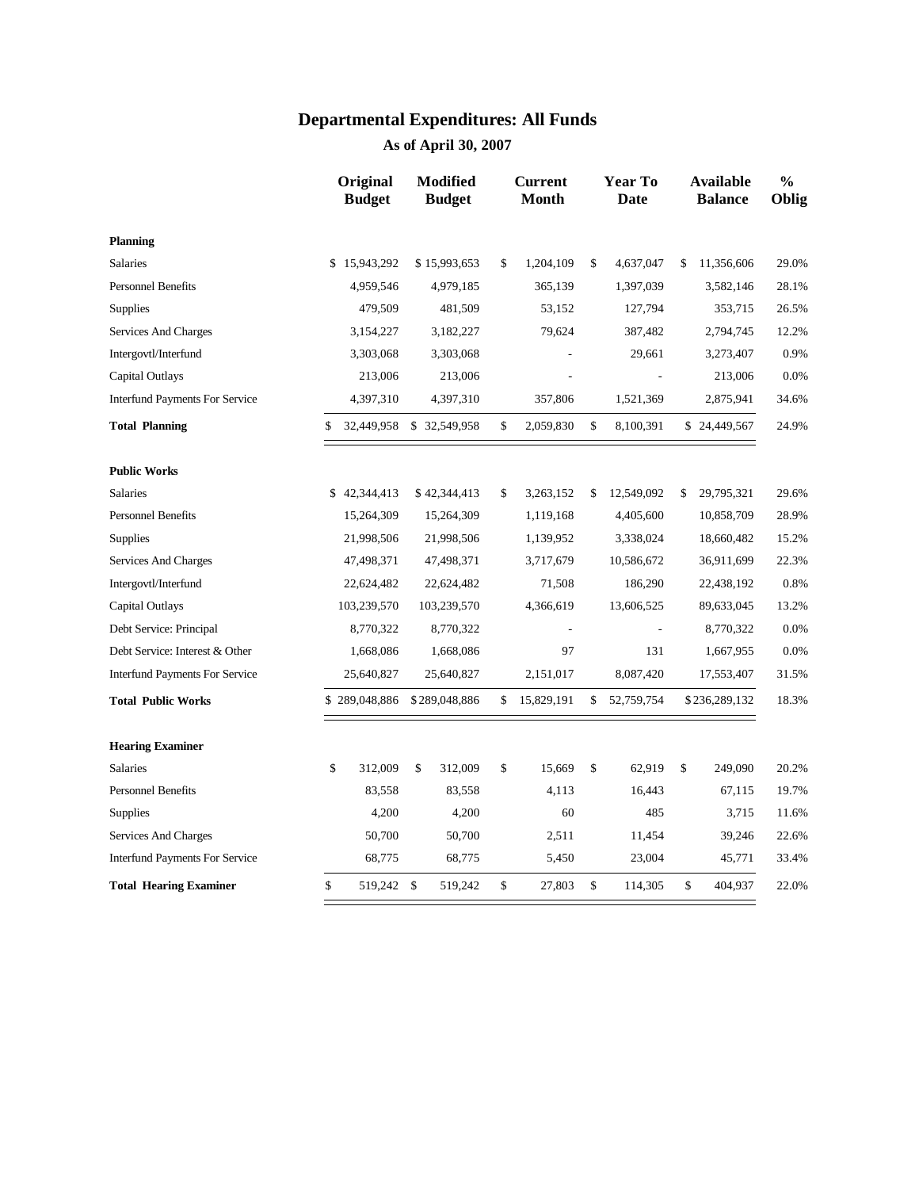# Departmental Expenditures: All Funds

## As of April 30, 2007

| | Original Budget | Modified Budget | Current Month | Year To Date | Available Balance | % Oblig |
|---|---|---|---|---|---|---|
| **Planning** | | | | | | |
| Salaries | $ 15,943,292 | $ 15,993,653 | $ 1,204,109 | $ 4,637,047 | $ 11,356,606 | 29.0% |
| Personnel Benefits | 4,959,546 | 4,979,185 | 365,139 | 1,397,039 | 3,582,146 | 28.1% |
| Supplies | 479,509 | 481,509 | 53,152 | 127,794 | 353,715 | 26.5% |
| Services And Charges | 3,154,227 | 3,182,227 | 79,624 | 387,482 | 2,794,745 | 12.2% |
| Intergovtl/Interfund | 3,303,068 | 3,303,068 | - | 29,661 | 3,273,407 | 0.9% |
| Capital Outlays | 213,006 | 213,006 | - | - | 213,006 | 0.0% |
| Interfund Payments For Service | 4,397,310 | 4,397,310 | 357,806 | 1,521,369 | 2,875,941 | 34.6% |
| **Total Planning** | $ 32,449,958 | $ 32,549,958 | $ 2,059,830 | $ 8,100,391 | $ 24,449,567 | 24.9% |
| **Public Works** | | | | | | |
| Salaries | $ 42,344,413 | $ 42,344,413 | $ 3,263,152 | $ 12,549,092 | $ 29,795,321 | 29.6% |
| Personnel Benefits | 15,264,309 | 15,264,309 | 1,119,168 | 4,405,600 | 10,858,709 | 28.9% |
| Supplies | 21,998,506 | 21,998,506 | 1,139,952 | 3,338,024 | 18,660,482 | 15.2% |
| Services And Charges | 47,498,371 | 47,498,371 | 3,717,679 | 10,586,672 | 36,911,699 | 22.3% |
| Intergovtl/Interfund | 22,624,482 | 22,624,482 | 71,508 | 186,290 | 22,438,192 | 0.8% |
| Capital Outlays | 103,239,570 | 103,239,570 | 4,366,619 | 13,606,525 | 89,633,045 | 13.2% |
| Debt Service: Principal | 8,770,322 | 8,770,322 | - | - | 8,770,322 | 0.0% |
| Debt Service: Interest & Other | 1,668,086 | 1,668,086 | 97 | 131 | 1,667,955 | 0.0% |
| Interfund Payments For Service | 25,640,827 | 25,640,827 | 2,151,017 | 8,087,420 | 17,553,407 | 31.5% |
| **Total Public Works** | $ 289,048,886 | $ 289,048,886 | $ 15,829,191 | $ 52,759,754 | $ 236,289,132 | 18.3% |
| **Hearing Examiner** | | | | | | |
| Salaries | $ 312,009 | $ 312,009 | $ 15,669 | $ 62,919 | $ 249,090 | 20.2% |
| Personnel Benefits | 83,558 | 83,558 | 4,113 | 16,443 | 67,115 | 19.7% |
| Supplies | 4,200 | 4,200 | 60 | 485 | 3,715 | 11.6% |
| Services And Charges | 50,700 | 50,700 | 2,511 | 11,454 | 39,246 | 22.6% |
| Interfund Payments For Service | 68,775 | 68,775 | 5,450 | 23,004 | 45,771 | 33.4% |
| **Total Hearing Examiner** | $ 519,242 | $ 519,242 | $ 27,803 | $ 114,305 | $ 404,937 | 22.0% |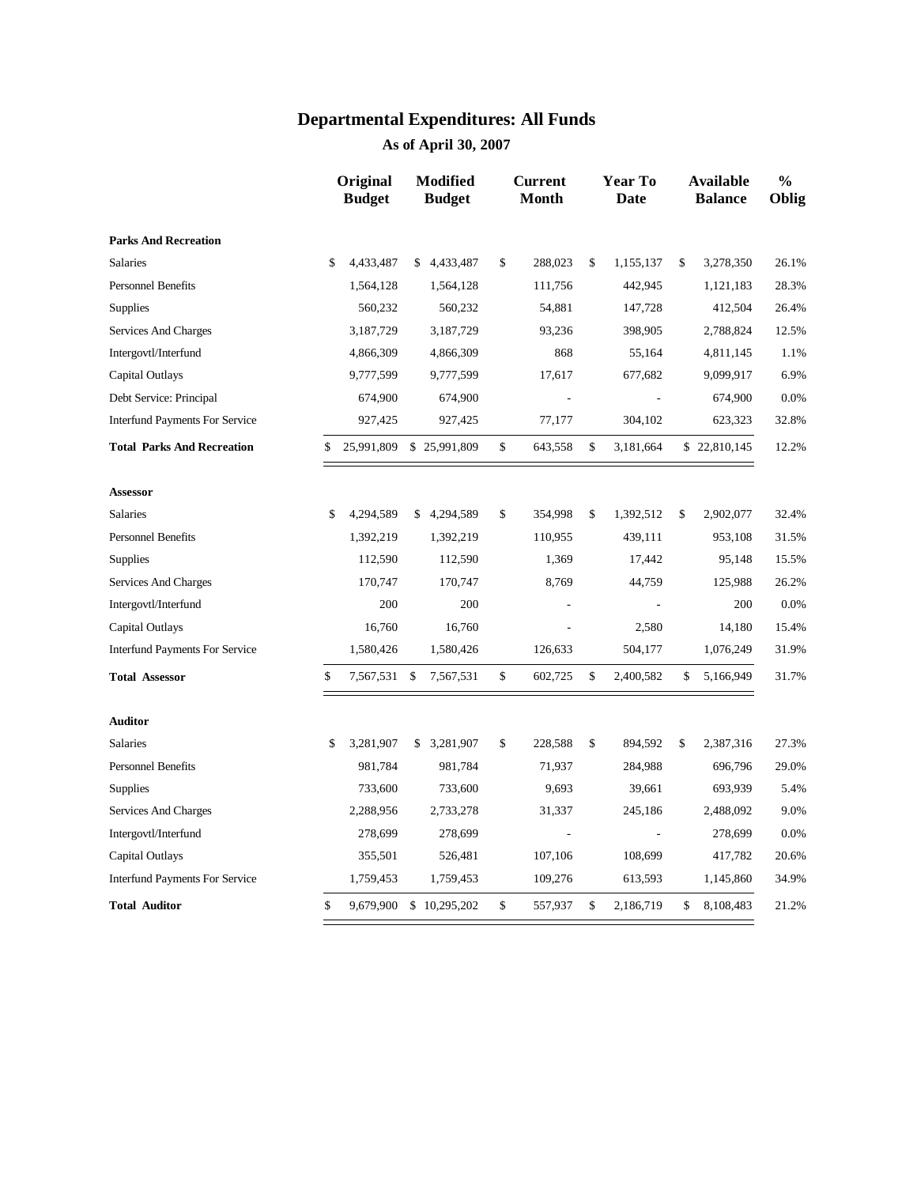# Departmental Expenditures: All Funds

## As of April 30, 2007

| | Original Budget | Modified Budget | Current Month | Year To Date | Available Balance | % Oblig |
|---|---|---|---|---|---|---|
| **Parks And Recreation** | | | | | | |
| Salaries | $ 4,433,487 | $ 4,433,487 | $ 288,023 | $ 1,155,137 | $ 3,278,350 | 26.1% |
| Personnel Benefits | 1,564,128 | 1,564,128 | 111,756 | 442,945 | 1,121,183 | 28.3% |
| Supplies | 560,232 | 560,232 | 54,881 | 147,728 | 412,504 | 26.4% |
| Services And Charges | 3,187,729 | 3,187,729 | 93,236 | 398,905 | 2,788,824 | 12.5% |
| Intergovtl/Interfund | 4,866,309 | 4,866,309 | 868 | 55,164 | 4,811,145 | 1.1% |
| Capital Outlays | 9,777,599 | 9,777,599 | 17,617 | 677,682 | 9,099,917 | 6.9% |
| Debt Service: Principal | 674,900 | 674,900 | - | - | 674,900 | 0.0% |
| Interfund Payments For Service | 927,425 | 927,425 | 77,177 | 304,102 | 623,323 | 32.8% |
| **Total Parks And Recreation** | $ 25,991,809 | $ 25,991,809 | $ 643,558 | $ 3,181,664 | $ 22,810,145 | 12.2% |
| **Assessor** | | | | | | |
| Salaries | $ 4,294,589 | $ 4,294,589 | $ 354,998 | $ 1,392,512 | $ 2,902,077 | 32.4% |
| Personnel Benefits | 1,392,219 | 1,392,219 | 110,955 | 439,111 | 953,108 | 31.5% |
| Supplies | 112,590 | 112,590 | 1,369 | 17,442 | 95,148 | 15.5% |
| Services And Charges | 170,747 | 170,747 | 8,769 | 44,759 | 125,988 | 26.2% |
| Intergovtl/Interfund | 200 | 200 | - | - | 200 | 0.0% |
| Capital Outlays | 16,760 | 16,760 | - | 2,580 | 14,180 | 15.4% |
| Interfund Payments For Service | 1,580,426 | 1,580,426 | 126,633 | 504,177 | 1,076,249 | 31.9% |
| **Total Assessor** | $ 7,567,531 | $ 7,567,531 | $ 602,725 | $ 2,400,582 | $ 5,166,949 | 31.7% |
| **Auditor** | | | | | | |
| Salaries | $ 3,281,907 | $ 3,281,907 | $ 228,588 | $ 894,592 | $ 2,387,316 | 27.3% |
| Personnel Benefits | 981,784 | 981,784 | 71,937 | 284,988 | 696,796 | 29.0% |
| Supplies | 733,600 | 733,600 | 9,693 | 39,661 | 693,939 | 5.4% |
| Services And Charges | 2,288,956 | 2,733,278 | 31,337 | 245,186 | 2,488,092 | 9.0% |
| Intergovtl/Interfund | 278,699 | 278,699 | - | - | 278,699 | 0.0% |
| Capital Outlays | 355,501 | 526,481 | 107,106 | 108,699 | 417,782 | 20.6% |
| Interfund Payments For Service | 1,759,453 | 1,759,453 | 109,276 | 613,593 | 1,145,860 | 34.9% |
| **Total Auditor** | $ 9,679,900 | $ 10,295,202 | $ 557,937 | $ 2,186,719 | $ 8,108,483 | 21.2% |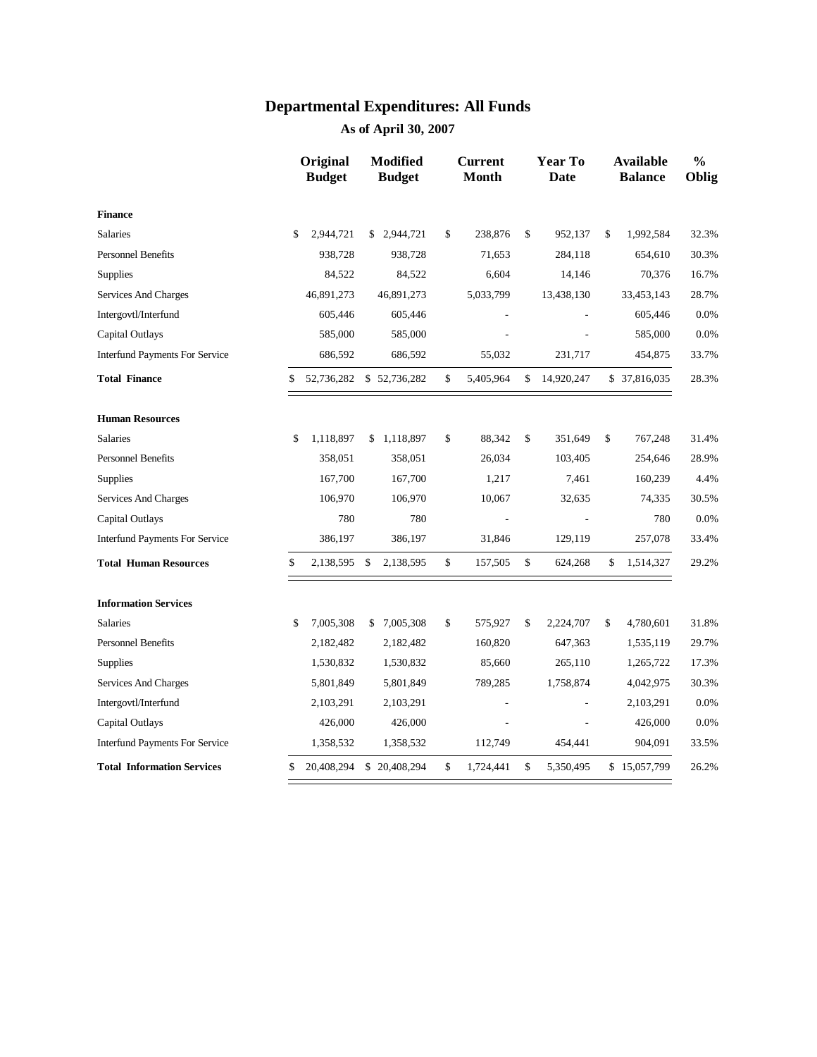# Departmental Expenditures: All Funds

## As of April 30, 2007

| | Original Budget | Modified Budget | Current Month | Year To Date | Available Balance | % Oblig |
|---|---|---|---|---|---|---|
| **Finance** | | | | | | |
| Salaries | $ 2,944,721 | $ 2,944,721 | $ 238,876 | $ 952,137 | $ 1,992,584 | 32.3% |
| Personnel Benefits | 938,728 | 938,728 | 71,653 | 284,118 | 654,610 | 30.3% |
| Supplies | 84,522 | 84,522 | 6,604 | 14,146 | 70,376 | 16.7% |
| Services And Charges | 46,891,273 | 46,891,273 | 5,033,799 | 13,438,130 | 33,453,143 | 28.7% |
| Intergovtl/Interfund | 605,446 | 605,446 | - | - | 605,446 | 0.0% |
| Capital Outlays | 585,000 | 585,000 | - | - | 585,000 | 0.0% |
| Interfund Payments For Service | 686,592 | 686,592 | 55,032 | 231,717 | 454,875 | 33.7% |
| **Total Finance** | $ 52,736,282 | $ 52,736,282 | $ 5,405,964 | $ 14,920,247 | $ 37,816,035 | 28.3% |
| **Human Resources** | | | | | | |
| Salaries | $ 1,118,897 | $ 1,118,897 | $ 88,342 | $ 351,649 | $ 767,248 | 31.4% |
| Personnel Benefits | 358,051 | 358,051 | 26,034 | 103,405 | 254,646 | 28.9% |
| Supplies | 167,700 | 167,700 | 1,217 | 7,461 | 160,239 | 4.4% |
| Services And Charges | 106,970 | 106,970 | 10,067 | 32,635 | 74,335 | 30.5% |
| Capital Outlays | 780 | 780 | - | - | 780 | 0.0% |
| Interfund Payments For Service | 386,197 | 386,197 | 31,846 | 129,119 | 257,078 | 33.4% |
| **Total Human Resources** | $ 2,138,595 | $ 2,138,595 | $ 157,505 | $ 624,268 | $ 1,514,327 | 29.2% |
| **Information Services** | | | | | | |
| Salaries | $ 7,005,308 | $ 7,005,308 | $ 575,927 | $ 2,224,707 | $ 4,780,601 | 31.8% |
| Personnel Benefits | 2,182,482 | 2,182,482 | 160,820 | 647,363 | 1,535,119 | 29.7% |
| Supplies | 1,530,832 | 1,530,832 | 85,660 | 265,110 | 1,265,722 | 17.3% |
| Services And Charges | 5,801,849 | 5,801,849 | 789,285 | 1,758,874 | 4,042,975 | 30.3% |
| Intergovtl/Interfund | 2,103,291 | 2,103,291 | - | - | 2,103,291 | 0.0% |
| Capital Outlays | 426,000 | 426,000 | - | - | 426,000 | 0.0% |
| Interfund Payments For Service | 1,358,532 | 1,358,532 | 112,749 | 454,441 | 904,091 | 33.5% |
| **Total Information Services** | $ 20,408,294 | $ 20,408,294 | $ 1,724,441 | $ 5,350,495 | $ 15,057,799 | 26.2% |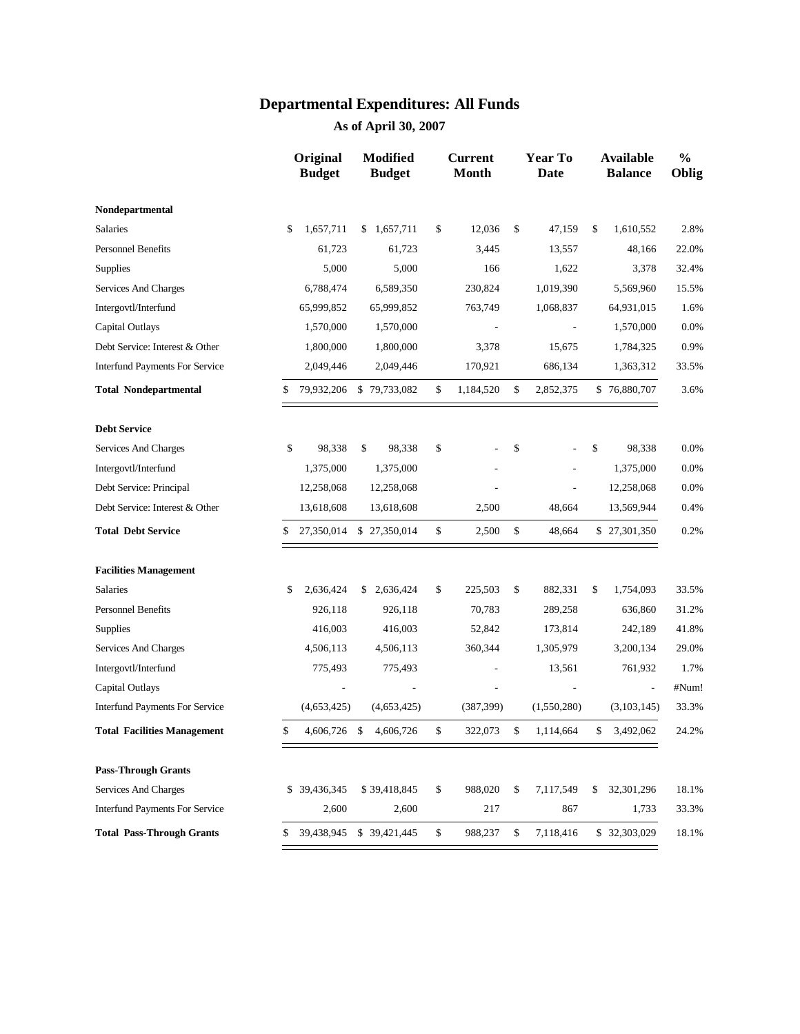# Departmental Expenditures: All Funds

## As of April 30, 2007

| | Original Budget | Modified Budget | Current Month | Year To Date | Available Balance | % Oblig |
|---|---|---|---|---|---|---|
| **Nondepartmental** | | | | | | |
| Salaries | $ 1,657,711 | $ 1,657,711 | $ 12,036 | $ 47,159 | $ 1,610,552 | 2.8% |
| Personnel Benefits | 61,723 | 61,723 | 3,445 | 13,557 | 48,166 | 22.0% |
| Supplies | 5,000 | 5,000 | 166 | 1,622 | 3,378 | 32.4% |
| Services And Charges | 6,788,474 | 6,589,350 | 230,824 | 1,019,390 | 5,569,960 | 15.5% |
| Intergovtl/Interfund | 65,999,852 | 65,999,852 | 763,749 | 1,068,837 | 64,931,015 | 1.6% |
| Capital Outlays | 1,570,000 | 1,570,000 | - | - | 1,570,000 | 0.0% |
| Debt Service: Interest & Other | 1,800,000 | 1,800,000 | 3,378 | 15,675 | 1,784,325 | 0.9% |
| Interfund Payments For Service | 2,049,446 | 2,049,446 | 170,921 | 686,134 | 1,363,312 | 33.5% |
| **Total Nondepartmental** | $ 79,932,206 | $ 79,733,082 | $ 1,184,520 | $ 2,852,375 | $ 76,880,707 | 3.6% |
| **Debt Service** | | | | | | |
| Services And Charges | $ 98,338 | $ 98,338 | $ - | $ - | $ 98,338 | 0.0% |
| Intergovtl/Interfund | 1,375,000 | 1,375,000 | - | - | 1,375,000 | 0.0% |
| Debt Service: Principal | 12,258,068 | 12,258,068 | - | - | 12,258,068 | 0.0% |
| Debt Service: Interest & Other | 13,618,608 | 13,618,608 | 2,500 | 48,664 | 13,569,944 | 0.4% |
| **Total Debt Service** | $ 27,350,014 | $ 27,350,014 | $ 2,500 | $ 48,664 | $ 27,301,350 | 0.2% |
| **Facilities Management** | | | | | | |
| Salaries | $ 2,636,424 | $ 2,636,424 | $ 225,503 | $ 882,331 | $ 1,754,093 | 33.5% |
| Personnel Benefits | 926,118 | 926,118 | 70,783 | 289,258 | 636,860 | 31.2% |
| Supplies | 416,003 | 416,003 | 52,842 | 173,814 | 242,189 | 41.8% |
| Services And Charges | 4,506,113 | 4,506,113 | 360,344 | 1,305,979 | 3,200,134 | 29.0% |
| Intergovtl/Interfund | 775,493 | 775,493 | - | 13,561 | 761,932 | 1.7% |
| Capital Outlays | - | - | - | - | - | #Num! |
| Interfund Payments For Service | (4,653,425) | (4,653,425) | (387,399) | (1,550,280) | (3,103,145) | 33.3% |
| **Total Facilities Management** | $ 4,606,726 | $ 4,606,726 | $ 322,073 | $ 1,114,664 | $ 3,492,062 | 24.2% |
| **Pass-Through Grants** | | | | | | |
| Services And Charges | $ 39,436,345 | $ 39,418,845 | $ 988,020 | $ 7,117,549 | $ 32,301,296 | 18.1% |
| Interfund Payments For Service | 2,600 | 2,600 | 217 | 867 | 1,733 | 33.3% |
| **Total Pass-Through Grants** | $ 39,438,945 | $ 39,421,445 | $ 988,237 | $ 7,118,416 | $ 32,303,029 | 18.1% |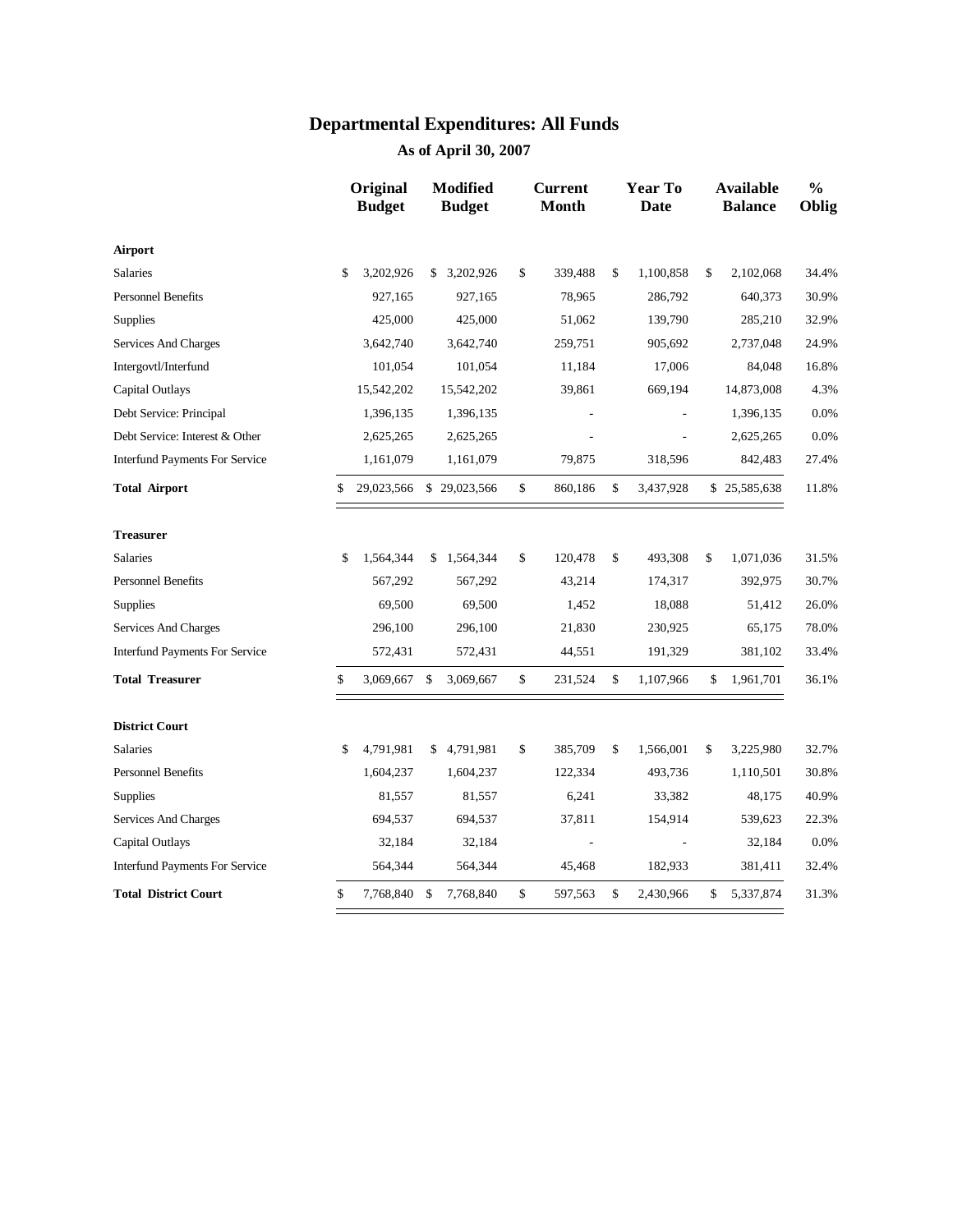# Departmental Expenditures: All Funds

## As of April 30, 2007

| | Original Budget | Modified Budget | Current Month | Year To Date | Available Balance | % Oblig |
|---|---|---|---|---|---|---|
| **Airport** | | | | | | |
| Salaries | $ 3,202,926 | $ 3,202,926 | $ 339,488 | $ 1,100,858 | $ 2,102,068 | 34.4% |
| Personnel Benefits | 927,165 | 927,165 | 78,965 | 286,792 | 640,373 | 30.9% |
| Supplies | 425,000 | 425,000 | 51,062 | 139,790 | 285,210 | 32.9% |
| Services And Charges | 3,642,740 | 3,642,740 | 259,751 | 905,692 | 2,737,048 | 24.9% |
| Intergovtl/Interfund | 101,054 | 101,054 | 11,184 | 17,006 | 84,048 | 16.8% |
| Capital Outlays | 15,542,202 | 15,542,202 | 39,861 | 669,194 | 14,873,008 | 4.3% |
| Debt Service: Principal | 1,396,135 | 1,396,135 | - | - | 1,396,135 | 0.0% |
| Debt Service: Interest & Other | 2,625,265 | 2,625,265 | - | - | 2,625,265 | 0.0% |
| Interfund Payments For Service | 1,161,079 | 1,161,079 | 79,875 | 318,596 | 842,483 | 27.4% |
| **Total Airport** | $ 29,023,566 | $ 29,023,566 | $ 860,186 | $ 3,437,928 | $ 25,585,638 | 11.8% |
| **Treasurer** | | | | | | |
| Salaries | $ 1,564,344 | $ 1,564,344 | $ 120,478 | $ 493,308 | $ 1,071,036 | 31.5% |
| Personnel Benefits | 567,292 | 567,292 | 43,214 | 174,317 | 392,975 | 30.7% |
| Supplies | 69,500 | 69,500 | 1,452 | 18,088 | 51,412 | 26.0% |
| Services And Charges | 296,100 | 296,100 | 21,830 | 230,925 | 65,175 | 78.0% |
| Interfund Payments For Service | 572,431 | 572,431 | 44,551 | 191,329 | 381,102 | 33.4% |
| **Total Treasurer** | $ 3,069,667 | $ 3,069,667 | $ 231,524 | $ 1,107,966 | $ 1,961,701 | 36.1% |
| **District Court** | | | | | | |
| Salaries | $ 4,791,981 | $ 4,791,981 | $ 385,709 | $ 1,566,001 | $ 3,225,980 | 32.7% |
| Personnel Benefits | 1,604,237 | 1,604,237 | 122,334 | 493,736 | 1,110,501 | 30.8% |
| Supplies | 81,557 | 81,557 | 6,241 | 33,382 | 48,175 | 40.9% |
| Services And Charges | 694,537 | 694,537 | 37,811 | 154,914 | 539,623 | 22.3% |
| Capital Outlays | 32,184 | 32,184 | - | - | 32,184 | 0.0% |
| Interfund Payments For Service | 564,344 | 564,344 | 45,468 | 182,933 | 381,411 | 32.4% |
| **Total District Court** | $ 7,768,840 | $ 7,768,840 | $ 597,563 | $ 2,430,966 | $ 5,337,874 | 31.3% |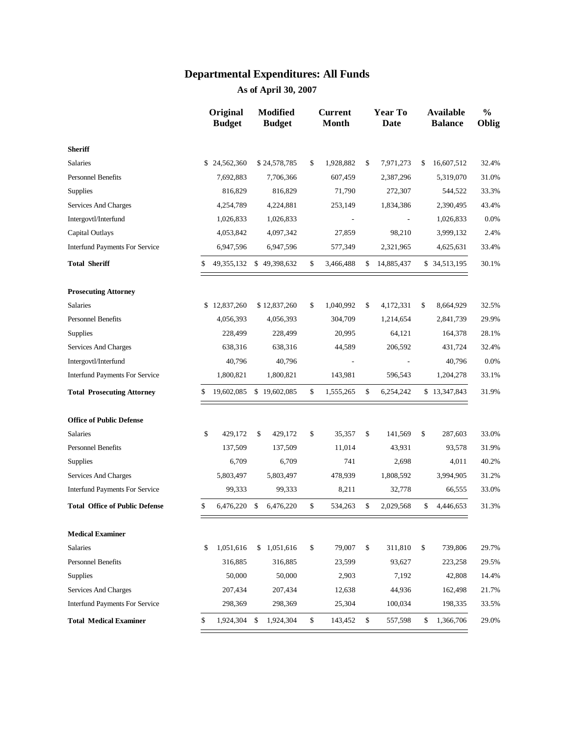# Departmental Expenditures: All Funds

## As of April 30, 2007

| | Original Budget | Modified Budget | Current Month | Year To Date | Available Balance | % Oblig |
|---|---|---|---|---|---|---|
| **Sheriff** | | | | | | |
| Salaries | $ 24,562,360 | $ 24,578,785 | $ 1,928,882 | $ 7,971,273 | $ 16,607,512 | 32.4% |
| Personnel Benefits | 7,692,883 | 7,706,366 | 607,459 | 2,387,296 | 5,319,070 | 31.0% |
| Supplies | 816,829 | 816,829 | 71,790 | 272,307 | 544,522 | 33.3% |
| Services And Charges | 4,254,789 | 4,224,881 | 253,149 | 1,834,386 | 2,390,495 | 43.4% |
| Intergovtl/Interfund | 1,026,833 | 1,026,833 | - | - | 1,026,833 | 0.0% |
| Capital Outlays | 4,053,842 | 4,097,342 | 27,859 | 98,210 | 3,999,132 | 2.4% |
| Interfund Payments For Service | 6,947,596 | 6,947,596 | 577,349 | 2,321,965 | 4,625,631 | 33.4% |
| **Total Sheriff** | $ 49,355,132 | $ 49,398,632 | $ 3,466,488 | $ 14,885,437 | $ 34,513,195 | 30.1% |
| **Prosecuting Attorney** | | | | | | |
| Salaries | $ 12,837,260 | $ 12,837,260 | $ 1,040,992 | $ 4,172,331 | $ 8,664,929 | 32.5% |
| Personnel Benefits | 4,056,393 | 4,056,393 | 304,709 | 1,214,654 | 2,841,739 | 29.9% |
| Supplies | 228,499 | 228,499 | 20,995 | 64,121 | 164,378 | 28.1% |
| Services And Charges | 638,316 | 638,316 | 44,589 | 206,592 | 431,724 | 32.4% |
| Intergovtl/Interfund | 40,796 | 40,796 | - | - | 40,796 | 0.0% |
| Interfund Payments For Service | 1,800,821 | 1,800,821 | 143,981 | 596,543 | 1,204,278 | 33.1% |
| **Total Prosecuting Attorney** | $ 19,602,085 | $ 19,602,085 | $ 1,555,265 | $ 6,254,242 | $ 13,347,843 | 31.9% |
| **Office of Public Defense** | | | | | | |
| Salaries | $ 429,172 | $ 429,172 | $ 35,357 | $ 141,569 | $ 287,603 | 33.0% |
| Personnel Benefits | 137,509 | 137,509 | 11,014 | 43,931 | 93,578 | 31.9% |
| Supplies | 6,709 | 6,709 | 741 | 2,698 | 4,011 | 40.2% |
| Services And Charges | 5,803,497 | 5,803,497 | 478,939 | 1,808,592 | 3,994,905 | 31.2% |
| Interfund Payments For Service | 99,333 | 99,333 | 8,211 | 32,778 | 66,555 | 33.0% |
| **Total Office of Public Defense** | $ 6,476,220 | $ 6,476,220 | $ 534,263 | $ 2,029,568 | $ 4,446,653 | 31.3% |
| **Medical Examiner** | | | | | | |
| Salaries | $ 1,051,616 | $ 1,051,616 | $ 79,007 | $ 311,810 | $ 739,806 | 29.7% |
| Personnel Benefits | 316,885 | 316,885 | 23,599 | 93,627 | 223,258 | 29.5% |
| Supplies | 50,000 | 50,000 | 2,903 | 7,192 | 42,808 | 14.4% |
| Services And Charges | 207,434 | 207,434 | 12,638 | 44,936 | 162,498 | 21.7% |
| Interfund Payments For Service | 298,369 | 298,369 | 25,304 | 100,034 | 198,335 | 33.5% |
| **Total Medical Examiner** | $ 1,924,304 | $ 1,924,304 | $ 143,452 | $ 557,598 | $ 1,366,706 | 29.0% |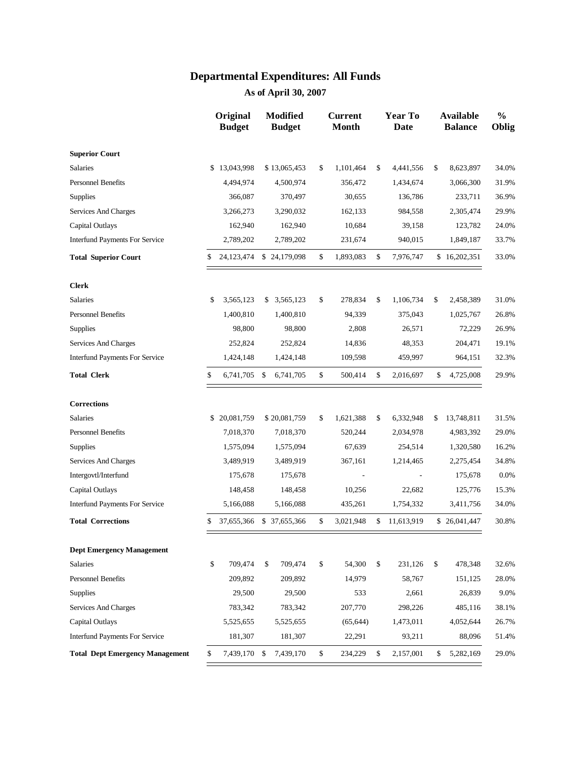# Departmental Expenditures: All Funds

## As of April 30, 2007

| | Original Budget | Modified Budget | Current Month | Year To Date | Available Balance | % Oblig |
|---|---|---|---|---|---|---|
| **Superior Court** | | | | | | |
| Salaries | $ 13,043,998 | $ 13,065,453 | $ 1,101,464 | $ 4,441,556 | $ 8,623,897 | 34.0% |
| Personnel Benefits | 4,494,974 | 4,500,974 | 356,472 | 1,434,674 | 3,066,300 | 31.9% |
| Supplies | 366,087 | 370,497 | 30,655 | 136,786 | 233,711 | 36.9% |
| Services And Charges | 3,266,273 | 3,290,032 | 162,133 | 984,558 | 2,305,474 | 29.9% |
| Capital Outlays | 162,940 | 162,940 | 10,684 | 39,158 | 123,782 | 24.0% |
| Interfund Payments For Service | 2,789,202 | 2,789,202 | 231,674 | 940,015 | 1,849,187 | 33.7% |
| **Total Superior Court** | $ 24,123,474 | $ 24,179,098 | $ 1,893,083 | $ 7,976,747 | $ 16,202,351 | 33.0% |
| **Clerk** | | | | | | |
| Salaries | $ 3,565,123 | $ 3,565,123 | $ 278,834 | $ 1,106,734 | $ 2,458,389 | 31.0% |
| Personnel Benefits | 1,400,810 | 1,400,810 | 94,339 | 375,043 | 1,025,767 | 26.8% |
| Supplies | 98,800 | 98,800 | 2,808 | 26,571 | 72,229 | 26.9% |
| Services And Charges | 252,824 | 252,824 | 14,836 | 48,353 | 204,471 | 19.1% |
| Interfund Payments For Service | 1,424,148 | 1,424,148 | 109,598 | 459,997 | 964,151 | 32.3% |
| **Total Clerk** | $ 6,741,705 | $ 6,741,705 | $ 500,414 | $ 2,016,697 | $ 4,725,008 | 29.9% |
| **Corrections** | | | | | | |
| Salaries | $ 20,081,759 | $ 20,081,759 | $ 1,621,388 | $ 6,332,948 | $ 13,748,811 | 31.5% |
| Personnel Benefits | 7,018,370 | 7,018,370 | 520,244 | 2,034,978 | 4,983,392 | 29.0% |
| Supplies | 1,575,094 | 1,575,094 | 67,639 | 254,514 | 1,320,580 | 16.2% |
| Services And Charges | 3,489,919 | 3,489,919 | 367,161 | 1,214,465 | 2,275,454 | 34.8% |
| Intergovtl/Interfund | 175,678 | 175,678 | - | - | 175,678 | 0.0% |
| Capital Outlays | 148,458 | 148,458 | 10,256 | 22,682 | 125,776 | 15.3% |
| Interfund Payments For Service | 5,166,088 | 5,166,088 | 435,261 | 1,754,332 | 3,411,756 | 34.0% |
| **Total Corrections** | $ 37,655,366 | $ 37,655,366 | $ 3,021,948 | $ 11,613,919 | $ 26,041,447 | 30.8% |
| **Dept Emergency Management** | | | | | | |
| Salaries | $ 709,474 | $ 709,474 | $ 54,300 | $ 231,126 | $ 478,348 | 32.6% |
| Personnel Benefits | 209,892 | 209,892 | 14,979 | 58,767 | 151,125 | 28.0% |
| Supplies | 29,500 | 29,500 | 533 | 2,661 | 26,839 | 9.0% |
| Services And Charges | 783,342 | 783,342 | 207,770 | 298,226 | 485,116 | 38.1% |
| Capital Outlays | 5,525,655 | 5,525,655 | (65,644) | 1,473,011 | 4,052,644 | 26.7% |
| Interfund Payments For Service | 181,307 | 181,307 | 22,291 | 93,211 | 88,096 | 51.4% |
| **Total Dept Emergency Management** | $ 7,439,170 | $ 7,439,170 | $ 234,229 | $ 2,157,001 | $ 5,282,169 | 29.0% |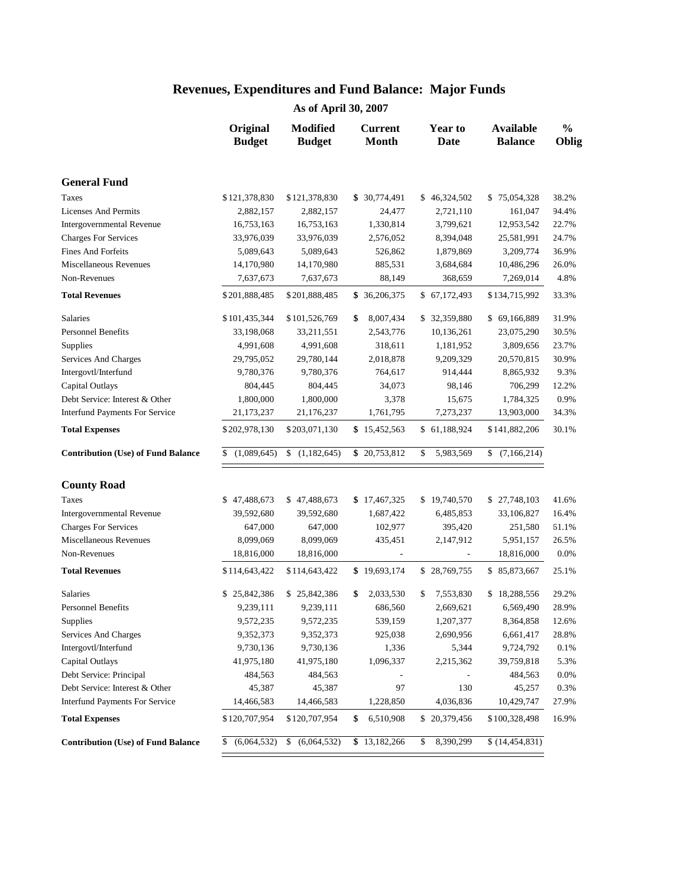# Revenues, Expenditures and Fund Balance: Major Funds

**As of April 30, 2007**

| | Original Budget | Modified Budget | Current Month | Year to Date | Available Balance | % Oblig |
|---|---|---|---|---|---|---|
| **General Fund** | | | | | | |
| Taxes | $121,378,830 | $121,378,830 | $ 30,774,491 | $ 46,324,502 | $ 75,054,328 | 38.2% |
| Licenses And Permits | 2,882,157 | 2,882,157 | 24,477 | 2,721,110 | 161,047 | 94.4% |
| Intergovernmental Revenue | 16,753,163 | 16,753,163 | 1,330,814 | 3,799,621 | 12,953,542 | 22.7% |
| Charges For Services | 33,976,039 | 33,976,039 | 2,576,052 | 8,394,048 | 25,581,991 | 24.7% |
| Fines And Forfeits | 5,089,643 | 5,089,643 | 526,862 | 1,879,869 | 3,209,774 | 36.9% |
| Miscellaneous Revenues | 14,170,980 | 14,170,980 | 885,531 | 3,684,684 | 10,486,296 | 26.0% |
| Non-Revenues | 7,637,673 | 7,637,673 | 88,149 | 368,659 | 7,269,014 | 4.8% |
| **Total Revenues** | $201,888,485 | $201,888,485 | $ 36,206,375 | $ 67,172,493 | $134,715,992 | 33.3% |
| Salaries | $101,435,344 | $101,526,769 | $ 8,007,434 | $ 32,359,880 | $ 69,166,889 | 31.9% |
| Personnel Benefits | 33,198,068 | 33,211,551 | 2,543,776 | 10,136,261 | 23,075,290 | 30.5% |
| Supplies | 4,991,608 | 4,991,608 | 318,611 | 1,181,952 | 3,809,656 | 23.7% |
| Services And Charges | 29,795,052 | 29,780,144 | 2,018,878 | 9,209,329 | 20,570,815 | 30.9% |
| Intergovtl/Interfund | 9,780,376 | 9,780,376 | 764,617 | 914,444 | 8,865,932 | 9.3% |
| Capital Outlays | 804,445 | 804,445 | 34,073 | 98,146 | 706,299 | 12.2% |
| Debt Service: Interest & Other | 1,800,000 | 1,800,000 | 3,378 | 15,675 | 1,784,325 | 0.9% |
| Interfund Payments For Service | 21,173,237 | 21,176,237 | 1,761,795 | 7,273,237 | 13,903,000 | 34.3% |
| **Total Expenses** | $202,978,130 | $203,071,130 | $ 15,452,563 | $ 61,188,924 | $141,882,206 | 30.1% |
| **Contribution (Use) of Fund Balance** | $ (1,089,645) | $ (1,182,645) | $ 20,753,812 | $ 5,983,569 | $ (7,166,214) | |
| **County Road** | | | | | | |
| Taxes | $ 47,488,673 | $ 47,488,673 | $ 17,467,325 | $ 19,740,570 | $ 27,748,103 | 41.6% |
| Intergovernmental Revenue | 39,592,680 | 39,592,680 | 1,687,422 | 6,485,853 | 33,106,827 | 16.4% |
| Charges For Services | 647,000 | 647,000 | 102,977 | 395,420 | 251,580 | 61.1% |
| Miscellaneous Revenues | 8,099,069 | 8,099,069 | 435,451 | 2,147,912 | 5,951,157 | 26.5% |
| Non-Revenues | 18,816,000 | 18,816,000 | - | - | 18,816,000 | 0.0% |
| **Total Revenues** | $114,643,422 | $114,643,422 | $ 19,693,174 | $ 28,769,755 | $ 85,873,667 | 25.1% |
| Salaries | $ 25,842,386 | $ 25,842,386 | $ 2,033,530 | $ 7,553,830 | $ 18,288,556 | 29.2% |
| Personnel Benefits | 9,239,111 | 9,239,111 | 686,560 | 2,669,621 | 6,569,490 | 28.9% |
| Supplies | 9,572,235 | 9,572,235 | 539,159 | 1,207,377 | 8,364,858 | 12.6% |
| Services And Charges | 9,352,373 | 9,352,373 | 925,038 | 2,690,956 | 6,661,417 | 28.8% |
| Intergovtl/Interfund | 9,730,136 | 9,730,136 | 1,336 | 5,344 | 9,724,792 | 0.1% |
| Capital Outlays | 41,975,180 | 41,975,180 | 1,096,337 | 2,215,362 | 39,759,818 | 5.3% |
| Debt Service: Principal | 484,563 | 484,563 | - | - | 484,563 | 0.0% |
| Debt Service: Interest & Other | 45,387 | 45,387 | 97 | 130 | 45,257 | 0.3% |
| Interfund Payments For Service | 14,466,583 | 14,466,583 | 1,228,850 | 4,036,836 | 10,429,747 | 27.9% |
| **Total Expenses** | $120,707,954 | $120,707,954 | $ 6,510,908 | $ 20,379,456 | $100,328,498 | 16.9% |
| **Contribution (Use) of Fund Balance** | $ (6,064,532) | $ (6,064,532) | $ 13,182,266 | $ 8,390,299 | $ (14,454,831) | |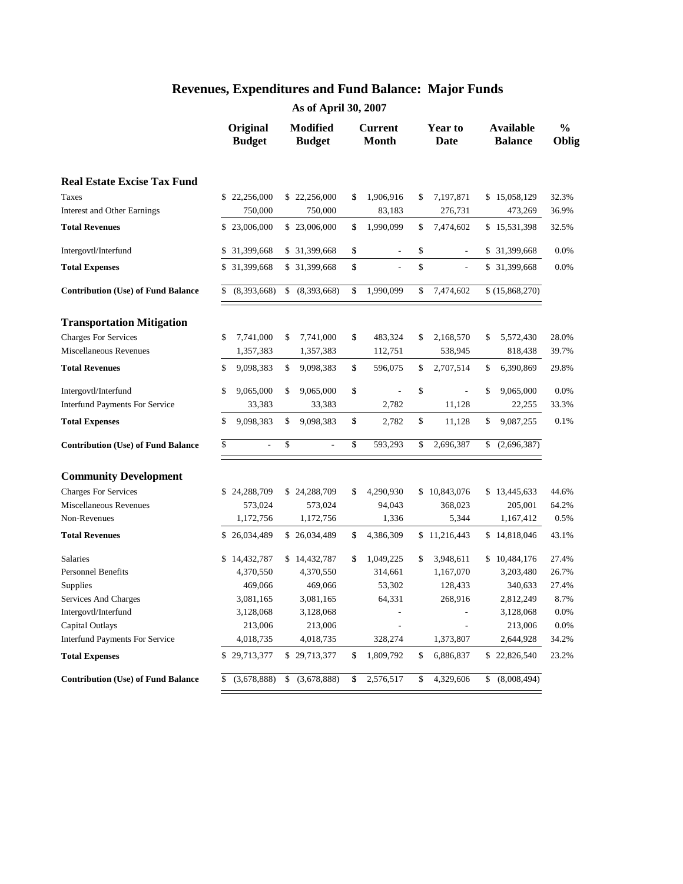# Revenues, Expenditures and Fund Balance: Major Funds

### As of April 30, 2007

| | Original Budget | Modified Budget | Current Month | Year to Date | Available Balance | % Oblig |
|---|---|---|---|---|---|---|
| **Real Estate Excise Tax Fund** | | | | | | |
| Taxes | $ 22,256,000 | $ 22,256,000 | $ 1,906,916 | $ 7,197,871 | $ 15,058,129 | 32.3% |
| Interest and Other Earnings | 750,000 | 750,000 | 83,183 | 276,731 | 473,269 | 36.9% |
| **Total Revenues** | $ 23,006,000 | $ 23,006,000 | $ 1,990,099 | $ 7,474,602 | $ 15,531,398 | 32.5% |
| Intergovtl/Interfund | $ 31,399,668 | $ 31,399,668 | $ - | $ - | $ 31,399,668 | 0.0% |
| **Total Expenses** | $ 31,399,668 | $ 31,399,668 | $ - | $ - | $ 31,399,668 | 0.0% |
| **Contribution (Use) of Fund Balance** | $ (8,393,668) | $ (8,393,668) | $ 1,990,099 | $ 7,474,602 | $ (15,868,270) | |
| **Transportation Mitigation** | | | | | | |
| Charges For Services | $ 7,741,000 | $ 7,741,000 | $ 483,324 | $ 2,168,570 | $ 5,572,430 | 28.0% |
| Miscellaneous Revenues | 1,357,383 | 1,357,383 | 112,751 | 538,945 | 818,438 | 39.7% |
| **Total Revenues** | $ 9,098,383 | $ 9,098,383 | $ 596,075 | $ 2,707,514 | $ 6,390,869 | 29.8% |
| Intergovtl/Interfund | $ 9,065,000 | $ 9,065,000 | $ - | $ - | $ 9,065,000 | 0.0% |
| Interfund Payments For Service | 33,383 | 33,383 | 2,782 | 11,128 | 22,255 | 33.3% |
| **Total Expenses** | $ 9,098,383 | $ 9,098,383 | $ 2,782 | $ 11,128 | $ 9,087,255 | 0.1% |
| **Contribution (Use) of Fund Balance** | $ - | $ - | $ 593,293 | $ 2,696,387 | $ (2,696,387) | |
| **Community Development** | | | | | | |
| Charges For Services | $ 24,288,709 | $ 24,288,709 | $ 4,290,930 | $ 10,843,076 | $ 13,445,633 | 44.6% |
| Miscellaneous Revenues | 573,024 | 573,024 | 94,043 | 368,023 | 205,001 | 64.2% |
| Non-Revenues | 1,172,756 | 1,172,756 | 1,336 | 5,344 | 1,167,412 | 0.5% |
| **Total Revenues** | $ 26,034,489 | $ 26,034,489 | $ 4,386,309 | $ 11,216,443 | $ 14,818,046 | 43.1% |
| Salaries | $ 14,432,787 | $ 14,432,787 | $ 1,049,225 | $ 3,948,611 | $ 10,484,176 | 27.4% |
| Personnel Benefits | 4,370,550 | 4,370,550 | 314,661 | 1,167,070 | 3,203,480 | 26.7% |
| Supplies | 469,066 | 469,066 | 53,302 | 128,433 | 340,633 | 27.4% |
| Services And Charges | 3,081,165 | 3,081,165 | 64,331 | 268,916 | 2,812,249 | 8.7% |
| Intergovtl/Interfund | 3,128,068 | 3,128,068 | - | - | 3,128,068 | 0.0% |
| Capital Outlays | 213,006 | 213,006 | - | - | 213,006 | 0.0% |
| Interfund Payments For Service | 4,018,735 | 4,018,735 | 328,274 | 1,373,807 | 2,644,928 | 34.2% |
| **Total Expenses** | $ 29,713,377 | $ 29,713,377 | $ 1,809,792 | $ 6,886,837 | $ 22,826,540 | 23.2% |
| **Contribution (Use) of Fund Balance** | $ (3,678,888) | $ (3,678,888) | $ 2,576,517 | $ 4,329,606 | $ (8,008,494) | |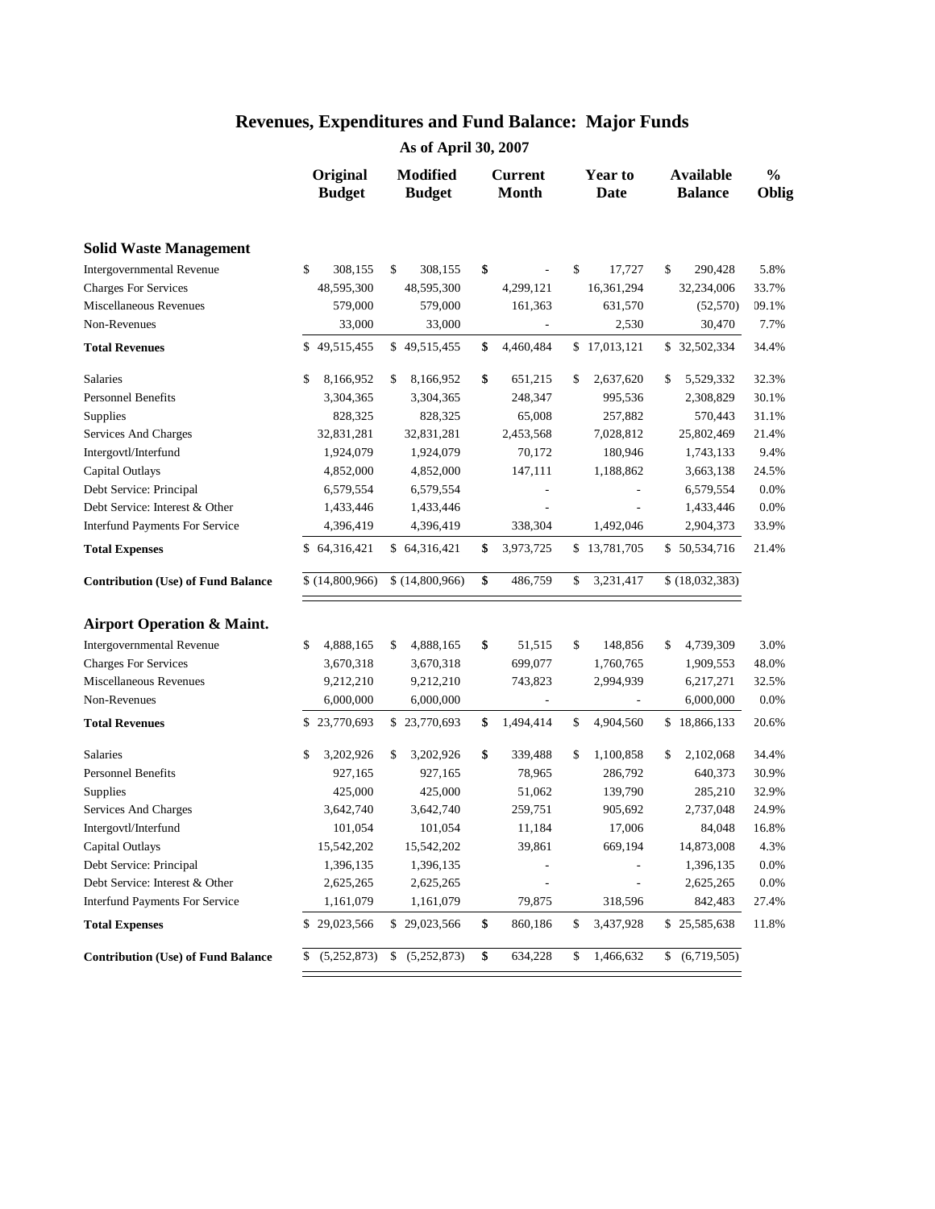# Revenues, Expenditures and Fund Balance: Major Funds

## As of April 30, 2007

| | Original Budget | Modified Budget | Current Month | Year to Date | Available Balance | % Oblig |
|---|---|---|---|---|---|---|
| **Solid Waste Management** | | | | | | |
| Intergovernmental Revenue | $ 308,155 | $ 308,155 | $ - | $ 17,727 | $ 290,428 | 5.8% |
| Charges For Services | 48,595,300 | 48,595,300 | 4,299,121 | 16,361,294 | 32,234,006 | 33.7% |
| Miscellaneous Revenues | 579,000 | 579,000 | 161,363 | 631,570 | (52,570) | 09.1% |
| Non-Revenues | 33,000 | 33,000 | - | 2,530 | 30,470 | 7.7% |
| **Total Revenues** | $ 49,515,455 | $ 49,515,455 | $ 4,460,484 | $ 17,013,121 | $ 32,502,334 | 34.4% |
| Salaries | $ 8,166,952 | $ 8,166,952 | $ 651,215 | $ 2,637,620 | $ 5,529,332 | 32.3% |
| Personnel Benefits | 3,304,365 | 3,304,365 | 248,347 | 995,536 | 2,308,829 | 30.1% |
| Supplies | 828,325 | 828,325 | 65,008 | 257,882 | 570,443 | 31.1% |
| Services And Charges | 32,831,281 | 32,831,281 | 2,453,568 | 7,028,812 | 25,802,469 | 21.4% |
| Intergovtl/Interfund | 1,924,079 | 1,924,079 | 70,172 | 180,946 | 1,743,133 | 9.4% |
| Capital Outlays | 4,852,000 | 4,852,000 | 147,111 | 1,188,862 | 3,663,138 | 24.5% |
| Debt Service: Principal | 6,579,554 | 6,579,554 | - | - | 6,579,554 | 0.0% |
| Debt Service: Interest & Other | 1,433,446 | 1,433,446 | - | - | 1,433,446 | 0.0% |
| Interfund Payments For Service | 4,396,419 | 4,396,419 | 338,304 | 1,492,046 | 2,904,373 | 33.9% |
| **Total Expenses** | $ 64,316,421 | $ 64,316,421 | $ 3,973,725 | $ 13,781,705 | $ 50,534,716 | 21.4% |
| **Contribution (Use) of Fund Balance** | $ (14,800,966) | $ (14,800,966) | $ 486,759 | $ 3,231,417 | $ (18,032,383) | |
| **Airport Operation & Maint.** | | | | | | |
| Intergovernmental Revenue | $ 4,888,165 | $ 4,888,165 | $ 51,515 | $ 148,856 | $ 4,739,309 | 3.0% |
| Charges For Services | 3,670,318 | 3,670,318 | 699,077 | 1,760,765 | 1,909,553 | 48.0% |
| Miscellaneous Revenues | 9,212,210 | 9,212,210 | 743,823 | 2,994,939 | 6,217,271 | 32.5% |
| Non-Revenues | 6,000,000 | 6,000,000 | - | - | 6,000,000 | 0.0% |
| **Total Revenues** | $ 23,770,693 | $ 23,770,693 | $ 1,494,414 | $ 4,904,560 | $ 18,866,133 | 20.6% |
| Salaries | $ 3,202,926 | $ 3,202,926 | $ 339,488 | $ 1,100,858 | $ 2,102,068 | 34.4% |
| Personnel Benefits | 927,165 | 927,165 | 78,965 | 286,792 | 640,373 | 30.9% |
| Supplies | 425,000 | 425,000 | 51,062 | 139,790 | 285,210 | 32.9% |
| Services And Charges | 3,642,740 | 3,642,740 | 259,751 | 905,692 | 2,737,048 | 24.9% |
| Intergovtl/Interfund | 101,054 | 101,054 | 11,184 | 17,006 | 84,048 | 16.8% |
| Capital Outlays | 15,542,202 | 15,542,202 | 39,861 | 669,194 | 14,873,008 | 4.3% |
| Debt Service: Principal | 1,396,135 | 1,396,135 | - | - | 1,396,135 | 0.0% |
| Debt Service: Interest & Other | 2,625,265 | 2,625,265 | - | - | 2,625,265 | 0.0% |
| Interfund Payments For Service | 1,161,079 | 1,161,079 | 79,875 | 318,596 | 842,483 | 27.4% |
| **Total Expenses** | $ 29,023,566 | $ 29,023,566 | $ 860,186 | $ 3,437,928 | $ 25,585,638 | 11.8% |
| **Contribution (Use) of Fund Balance** | $ (5,252,873) | $ (5,252,873) | $ 634,228 | $ 1,466,632 | $ (6,719,505) | |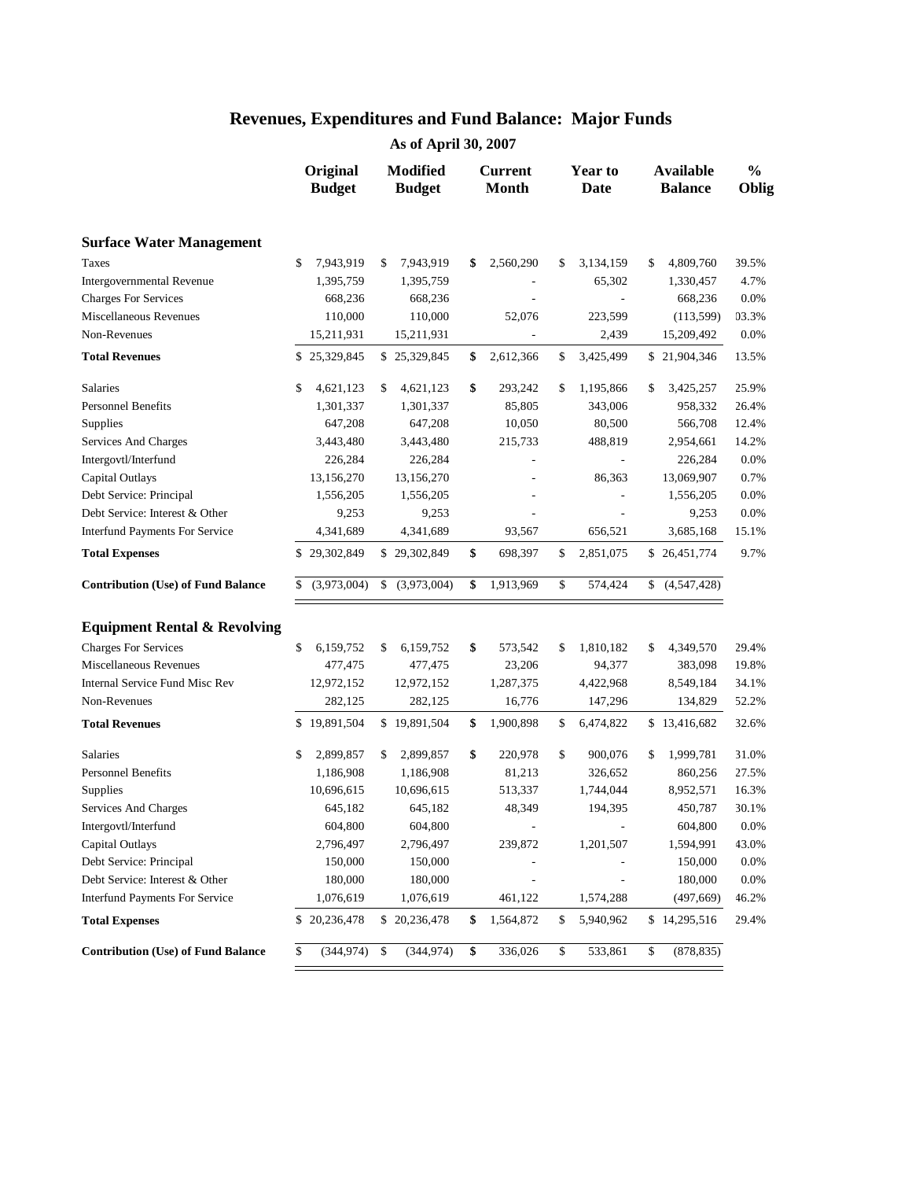# Revenues, Expenditures and Fund Balance: Major Funds

**As of April 30, 2007**

| | Original Budget | Modified Budget | Current Month | Year to Date | Available Balance | % Oblig |
|---|---|---|---|---|---|---|
| **Surface Water Management** | | | | | | |
| Taxes | $ 7,943,919 | $ 7,943,919 | $ 2,560,290 | $ 3,134,159 | $ 4,809,760 | 39.5% |
| Intergovernmental Revenue | 1,395,759 | 1,395,759 | - | 65,302 | 1,330,457 | 4.7% |
| Charges For Services | 668,236 | 668,236 | - | - | 668,236 | 0.0% |
| Miscellaneous Revenues | 110,000 | 110,000 | 52,076 | 223,599 | (113,599) | 03.3% |
| Non-Revenues | 15,211,931 | 15,211,931 | - | 2,439 | 15,209,492 | 0.0% |
| **Total Revenues** | $ 25,329,845 | $ 25,329,845 | $ 2,612,366 | $ 3,425,499 | $ 21,904,346 | 13.5% |
| Salaries | $ 4,621,123 | $ 4,621,123 | $ 293,242 | $ 1,195,866 | $ 3,425,257 | 25.9% |
| Personnel Benefits | 1,301,337 | 1,301,337 | 85,805 | 343,006 | 958,332 | 26.4% |
| Supplies | 647,208 | 647,208 | 10,050 | 80,500 | 566,708 | 12.4% |
| Services And Charges | 3,443,480 | 3,443,480 | 215,733 | 488,819 | 2,954,661 | 14.2% |
| Intergovtl/Interfund | 226,284 | 226,284 | - | - | 226,284 | 0.0% |
| Capital Outlays | 13,156,270 | 13,156,270 | - | 86,363 | 13,069,907 | 0.7% |
| Debt Service: Principal | 1,556,205 | 1,556,205 | - | - | 1,556,205 | 0.0% |
| Debt Service: Interest & Other | 9,253 | 9,253 | - | - | 9,253 | 0.0% |
| Interfund Payments For Service | 4,341,689 | 4,341,689 | 93,567 | 656,521 | 3,685,168 | 15.1% |
| **Total Expenses** | $ 29,302,849 | $ 29,302,849 | $ 698,397 | $ 2,851,075 | $ 26,451,774 | 9.7% |
| **Contribution (Use) of Fund Balance** | $ (3,973,004) | $ (3,973,004) | $ 1,913,969 | $ 574,424 | $ (4,547,428) | |
| **Equipment Rental & Revolving** | | | | | | |
| Charges For Services | $ 6,159,752 | $ 6,159,752 | $ 573,542 | $ 1,810,182 | $ 4,349,570 | 29.4% |
| Miscellaneous Revenues | 477,475 | 477,475 | 23,206 | 94,377 | 383,098 | 19.8% |
| Internal Service Fund Misc Rev | 12,972,152 | 12,972,152 | 1,287,375 | 4,422,968 | 8,549,184 | 34.1% |
| Non-Revenues | 282,125 | 282,125 | 16,776 | 147,296 | 134,829 | 52.2% |
| **Total Revenues** | $ 19,891,504 | $ 19,891,504 | $ 1,900,898 | $ 6,474,822 | $ 13,416,682 | 32.6% |
| Salaries | $ 2,899,857 | $ 2,899,857 | $ 220,978 | $ 900,076 | $ 1,999,781 | 31.0% |
| Personnel Benefits | 1,186,908 | 1,186,908 | 81,213 | 326,652 | 860,256 | 27.5% |
| Supplies | 10,696,615 | 10,696,615 | 513,337 | 1,744,044 | 8,952,571 | 16.3% |
| Services And Charges | 645,182 | 645,182 | 48,349 | 194,395 | 450,787 | 30.1% |
| Intergovtl/Interfund | 604,800 | 604,800 | - | - | 604,800 | 0.0% |
| Capital Outlays | 2,796,497 | 2,796,497 | 239,872 | 1,201,507 | 1,594,991 | 43.0% |
| Debt Service: Principal | 150,000 | 150,000 | - | - | 150,000 | 0.0% |
| Debt Service: Interest & Other | 180,000 | 180,000 | - | - | 180,000 | 0.0% |
| Interfund Payments For Service | 1,076,619 | 1,076,619 | 461,122 | 1,574,288 | (497,669) | 46.2% |
| **Total Expenses** | $ 20,236,478 | $ 20,236,478 | $ 1,564,872 | $ 5,940,962 | $ 14,295,516 | 29.4% |
| **Contribution (Use) of Fund Balance** | $ (344,974) | $ (344,974) | $ 336,026 | $ 533,861 | $ (878,835) | |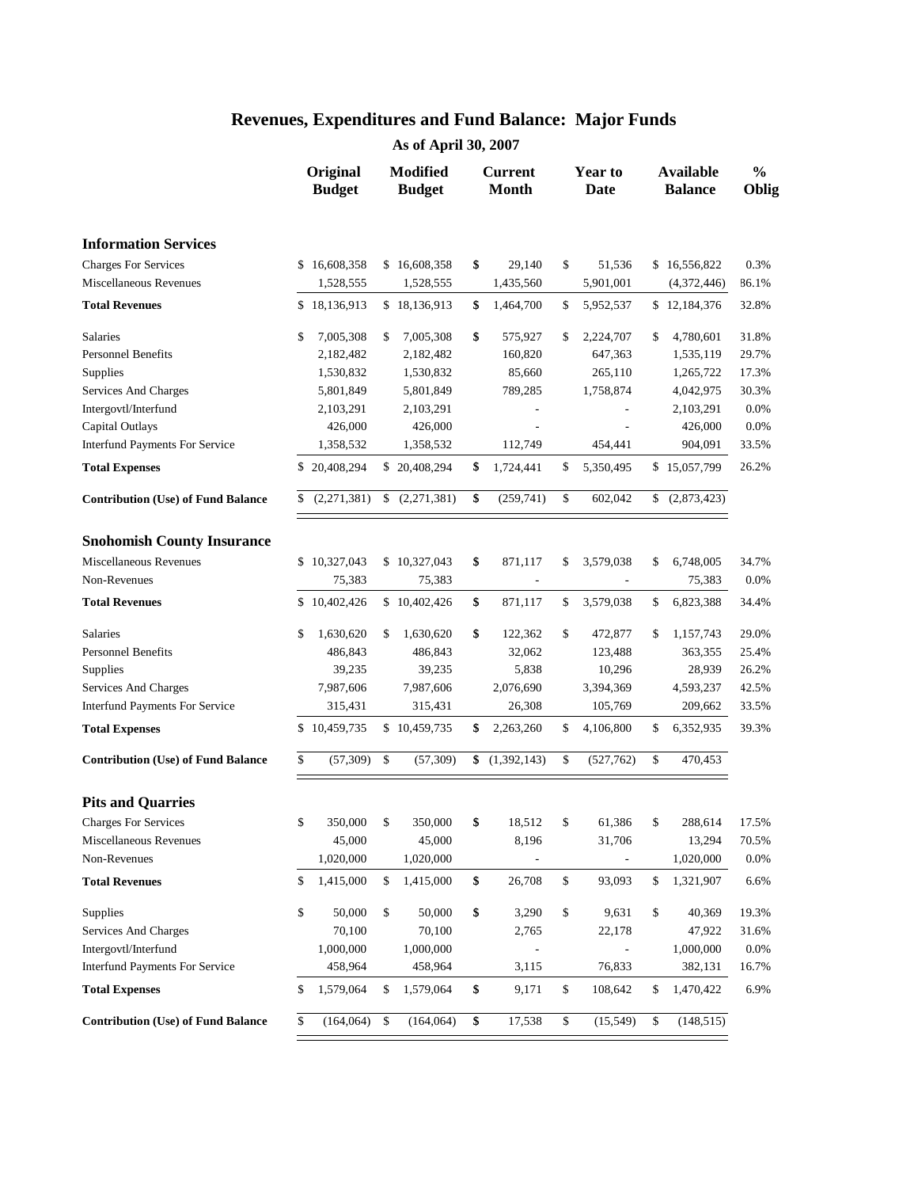# Revenues, Expenditures and Fund Balance: Major Funds

## As of April 30, 2007

| | Original Budget | Modified Budget | Current Month | Year to Date | Available Balance | % Oblig |
|---|---|---|---|---|---|---|
| **Information Services** | | | | | | |
| Charges For Services | $ 16,608,358 | $ 16,608,358 | $ 29,140 | $ 51,536 | $ 16,556,822 | 0.3% |
| Miscellaneous Revenues | 1,528,555 | 1,528,555 | 1,435,560 | 5,901,001 | (4,372,446) | 86.1% |
| **Total Revenues** | $ 18,136,913 | $ 18,136,913 | $ 1,464,700 | $ 5,952,537 | $ 12,184,376 | 32.8% |
| Salaries | $ 7,005,308 | $ 7,005,308 | $ 575,927 | $ 2,224,707 | $ 4,780,601 | 31.8% |
| Personnel Benefits | 2,182,482 | 2,182,482 | 160,820 | 647,363 | 1,535,119 | 29.7% |
| Supplies | 1,530,832 | 1,530,832 | 85,660 | 265,110 | 1,265,722 | 17.3% |
| Services And Charges | 5,801,849 | 5,801,849 | 789,285 | 1,758,874 | 4,042,975 | 30.3% |
| Intergovtl/Interfund | 2,103,291 | 2,103,291 | - | - | 2,103,291 | 0.0% |
| Capital Outlays | 426,000 | 426,000 | - | - | 426,000 | 0.0% |
| Interfund Payments For Service | 1,358,532 | 1,358,532 | 112,749 | 454,441 | 904,091 | 33.5% |
| **Total Expenses** | $ 20,408,294 | $ 20,408,294 | $ 1,724,441 | $ 5,350,495 | $ 15,057,799 | 26.2% |
| **Contribution (Use) of Fund Balance** | $ (2,271,381) | $ (2,271,381) | $ (259,741) | $ 602,042 | $ (2,873,423) | |
| **Snohomish County Insurance** | | | | | | |
| Miscellaneous Revenues | $ 10,327,043 | $ 10,327,043 | $ 871,117 | $ 3,579,038 | $ 6,748,005 | 34.7% |
| Non-Revenues | 75,383 | 75,383 | - | - | 75,383 | 0.0% |
| **Total Revenues** | $ 10,402,426 | $ 10,402,426 | $ 871,117 | $ 3,579,038 | $ 6,823,388 | 34.4% |
| Salaries | $ 1,630,620 | $ 1,630,620 | $ 122,362 | $ 472,877 | $ 1,157,743 | 29.0% |
| Personnel Benefits | 486,843 | 486,843 | 32,062 | 123,488 | 363,355 | 25.4% |
| Supplies | 39,235 | 39,235 | 5,838 | 10,296 | 28,939 | 26.2% |
| Services And Charges | 7,987,606 | 7,987,606 | 2,076,690 | 3,394,369 | 4,593,237 | 42.5% |
| Interfund Payments For Service | 315,431 | 315,431 | 26,308 | 105,769 | 209,662 | 33.5% |
| **Total Expenses** | $ 10,459,735 | $ 10,459,735 | $ 2,263,260 | $ 4,106,800 | $ 6,352,935 | 39.3% |
| **Contribution (Use) of Fund Balance** | $ (57,309) | $ (57,309) | $ (1,392,143) | $ (527,762) | $ 470,453 | |
| **Pits and Quarries** | | | | | | |
| Charges For Services | $ 350,000 | $ 350,000 | $ 18,512 | $ 61,386 | $ 288,614 | 17.5% |
| Miscellaneous Revenues | 45,000 | 45,000 | 8,196 | 31,706 | 13,294 | 70.5% |
| Non-Revenues | 1,020,000 | 1,020,000 | - | - | 1,020,000 | 0.0% |
| **Total Revenues** | $ 1,415,000 | $ 1,415,000 | $ 26,708 | $ 93,093 | $ 1,321,907 | 6.6% |
| Supplies | $ 50,000 | $ 50,000 | $ 3,290 | $ 9,631 | $ 40,369 | 19.3% |
| Services And Charges | 70,100 | 70,100 | 2,765 | 22,178 | 47,922 | 31.6% |
| Intergovtl/Interfund | 1,000,000 | 1,000,000 | - | - | 1,000,000 | 0.0% |
| Interfund Payments For Service | 458,964 | 458,964 | 3,115 | 76,833 | 382,131 | 16.7% |
| **Total Expenses** | $ 1,579,064 | $ 1,579,064 | $ 9,171 | $ 108,642 | $ 1,470,422 | 6.9% |
| **Contribution (Use) of Fund Balance** | $ (164,064) | $ (164,064) | $ 17,538 | $ (15,549) | $ (148,515) | |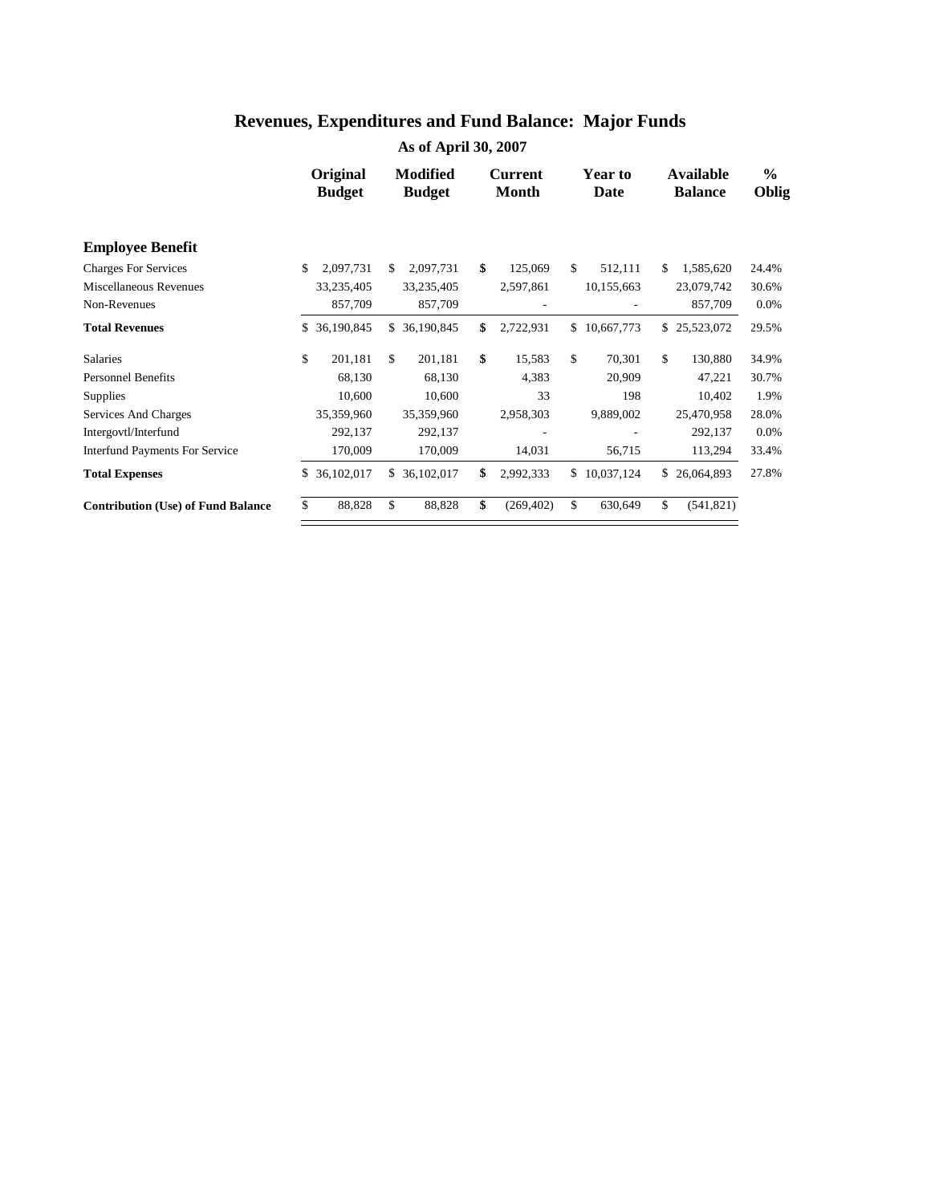# Revenues, Expenditures and Fund Balance: Major Funds

### As of April 30, 2007

| | Original Budget | Modified Budget | Current Month | Year to Date | Available Balance | % Oblig |
|---|---|---|---|---|---|---|
| **Employee Benefit** | | | | | | |
| Charges For Services | $ 2,097,731 | $ 2,097,731 | $ 125,069 | $ 512,111 | $ 1,585,620 | 24.4% |
| Miscellaneous Revenues | 33,235,405 | 33,235,405 | 2,597,861 | 10,155,663 | 23,079,742 | 30.6% |
| Non-Revenues | 857,709 | 857,709 | - | - | 857,709 | 0.0% |
| **Total Revenues** | $ 36,190,845 | $ 36,190,845 | $ 2,722,931 | $ 10,667,773 | $ 25,523,072 | 29.5% |
| Salaries | $ 201,181 | $ 201,181 | $ 15,583 | $ 70,301 | $ 130,880 | 34.9% |
| Personnel Benefits | 68,130 | 68,130 | 4,383 | 20,909 | 47,221 | 30.7% |
| Supplies | 10,600 | 10,600 | 33 | 198 | 10,402 | 1.9% |
| Services And Charges | 35,359,960 | 35,359,960 | 2,958,303 | 9,889,002 | 25,470,958 | 28.0% |
| Intergovtl/Interfund | 292,137 | 292,137 | - | - | 292,137 | 0.0% |
| Interfund Payments For Service | 170,009 | 170,009 | 14,031 | 56,715 | 113,294 | 33.4% |
| **Total Expenses** | $ 36,102,017 | $ 36,102,017 | $ 2,992,333 | $ 10,037,124 | $ 26,064,893 | 27.8% |
| **Contribution (Use) of Fund Balance** | $ 88,828 | $ 88,828 | $ (269,402) | $ 630,649 | $ (541,821) | |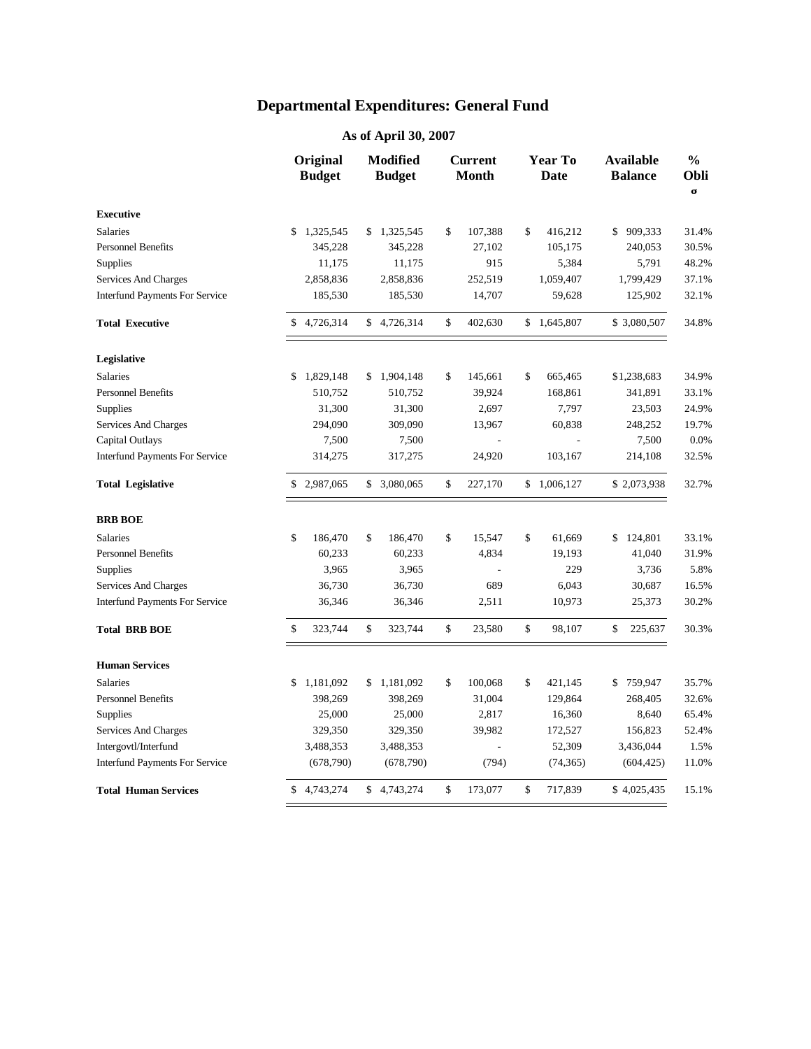# Departmental Expenditures: General Fund

## As of April 30, 2007

| | Original Budget | Modified Budget | Current Month | Year To Date | Available Balance | % Oblig |
|---|---|---|---|---|---|---|
| **Executive** | | | | | | |
| Salaries | $ 1,325,545 | $ 1,325,545 | $ 107,388 | $ 416,212 | $ 909,333 | 31.4% |
| Personnel Benefits | 345,228 | 345,228 | 27,102 | 105,175 | 240,053 | 30.5% |
| Supplies | 11,175 | 11,175 | 915 | 5,384 | 5,791 | 48.2% |
| Services And Charges | 2,858,836 | 2,858,836 | 252,519 | 1,059,407 | 1,799,429 | 37.1% |
| Interfund Payments For Service | 185,530 | 185,530 | 14,707 | 59,628 | 125,902 | 32.1% |
| **Total Executive** | $ 4,726,314 | $ 4,726,314 | $ 402,630 | $ 1,645,807 | $ 3,080,507 | 34.8% |
| **Legislative** | | | | | | |
| Salaries | $ 1,829,148 | $ 1,904,148 | $ 145,661 | $ 665,465 | $1,238,683 | 34.9% |
| Personnel Benefits | 510,752 | 510,752 | 39,924 | 168,861 | 341,891 | 33.1% |
| Supplies | 31,300 | 31,300 | 2,697 | 7,797 | 23,503 | 24.9% |
| Services And Charges | 294,090 | 309,090 | 13,967 | 60,838 | 248,252 | 19.7% |
| Capital Outlays | 7,500 | 7,500 | - | - | 7,500 | 0.0% |
| Interfund Payments For Service | 314,275 | 317,275 | 24,920 | 103,167 | 214,108 | 32.5% |
| **Total Legislative** | $ 2,987,065 | $ 3,080,065 | $ 227,170 | $ 1,006,127 | $ 2,073,938 | 32.7% |
| **BRB BOE** | | | | | | |
| Salaries | $ 186,470 | $ 186,470 | $ 15,547 | $ 61,669 | $ 124,801 | 33.1% |
| Personnel Benefits | 60,233 | 60,233 | 4,834 | 19,193 | 41,040 | 31.9% |
| Supplies | 3,965 | 3,965 | - | 229 | 3,736 | 5.8% |
| Services And Charges | 36,730 | 36,730 | 689 | 6,043 | 30,687 | 16.5% |
| Interfund Payments For Service | 36,346 | 36,346 | 2,511 | 10,973 | 25,373 | 30.2% |
| **Total BRB BOE** | $ 323,744 | $ 323,744 | $ 23,580 | $ 98,107 | $ 225,637 | 30.3% |
| **Human Services** | | | | | | |
| Salaries | $ 1,181,092 | $ 1,181,092 | $ 100,068 | $ 421,145 | $ 759,947 | 35.7% |
| Personnel Benefits | 398,269 | 398,269 | 31,004 | 129,864 | 268,405 | 32.6% |
| Supplies | 25,000 | 25,000 | 2,817 | 16,360 | 8,640 | 65.4% |
| Services And Charges | 329,350 | 329,350 | 39,982 | 172,527 | 156,823 | 52.4% |
| Intergovtl/Interfund | 3,488,353 | 3,488,353 | - | 52,309 | 3,436,044 | 1.5% |
| Interfund Payments For Service | (678,790) | (678,790) | (794) | (74,365) | (604,425) | 11.0% |
| **Total Human Services** | $ 4,743,274 | $ 4,743,274 | $ 173,077 | $ 717,839 | $ 4,025,435 | 15.1% |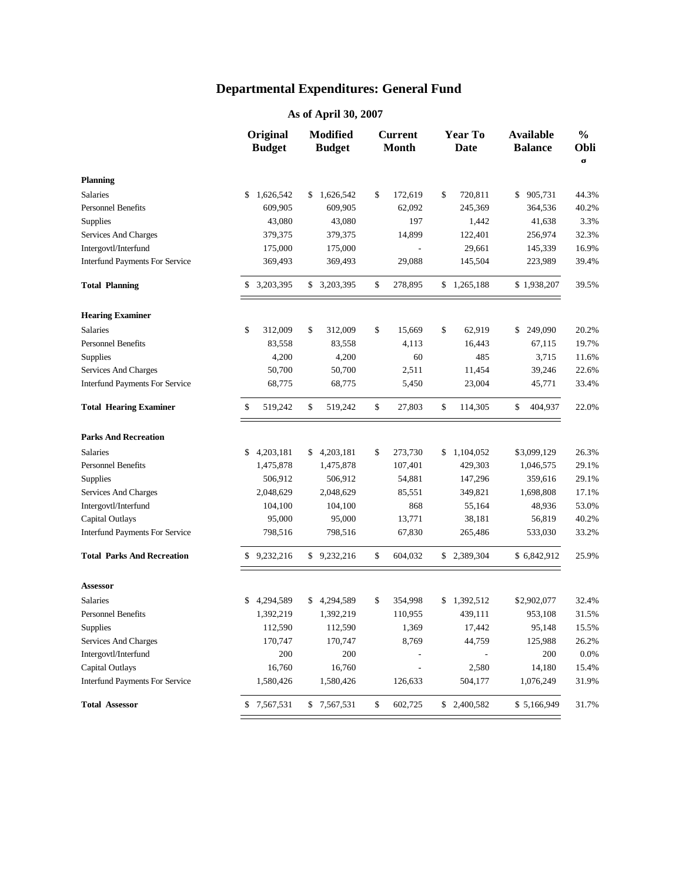# Departmental Expenditures: General Fund

## As of April 30, 2007

| | Original Budget | Modified Budget | Current Month | Year To Date | Available Balance | % Oblig |
|---|---|---|---|---|---|---|
| **Planning** | | | | | | |
| Salaries | $ 1,626,542 | $ 1,626,542 | $ 172,619 | $ 720,811 | $ 905,731 | 44.3% |
| Personnel Benefits | 609,905 | 609,905 | 62,092 | 245,369 | 364,536 | 40.2% |
| Supplies | 43,080 | 43,080 | 197 | 1,442 | 41,638 | 3.3% |
| Services And Charges | 379,375 | 379,375 | 14,899 | 122,401 | 256,974 | 32.3% |
| Intergovtl/Interfund | 175,000 | 175,000 | - | 29,661 | 145,339 | 16.9% |
| Interfund Payments For Service | 369,493 | 369,493 | 29,088 | 145,504 | 223,989 | 39.4% |
| **Total Planning** | $ 3,203,395 | $ 3,203,395 | $ 278,895 | $ 1,265,188 | $ 1,938,207 | 39.5% |
| **Hearing Examiner** | | | | | | |
| Salaries | $ 312,009 | $ 312,009 | $ 15,669 | $ 62,919 | $ 249,090 | 20.2% |
| Personnel Benefits | 83,558 | 83,558 | 4,113 | 16,443 | 67,115 | 19.7% |
| Supplies | 4,200 | 4,200 | 60 | 485 | 3,715 | 11.6% |
| Services And Charges | 50,700 | 50,700 | 2,511 | 11,454 | 39,246 | 22.6% |
| Interfund Payments For Service | 68,775 | 68,775 | 5,450 | 23,004 | 45,771 | 33.4% |
| **Total Hearing Examiner** | $ 519,242 | $ 519,242 | $ 27,803 | $ 114,305 | $ 404,937 | 22.0% |
| **Parks And Recreation** | | | | | | |
| Salaries | $ 4,203,181 | $ 4,203,181 | $ 273,730 | $ 1,104,052 | $3,099,129 | 26.3% |
| Personnel Benefits | 1,475,878 | 1,475,878 | 107,401 | 429,303 | 1,046,575 | 29.1% |
| Supplies | 506,912 | 506,912 | 54,881 | 147,296 | 359,616 | 29.1% |
| Services And Charges | 2,048,629 | 2,048,629 | 85,551 | 349,821 | 1,698,808 | 17.1% |
| Intergovtl/Interfund | 104,100 | 104,100 | 868 | 55,164 | 48,936 | 53.0% |
| Capital Outlays | 95,000 | 95,000 | 13,771 | 38,181 | 56,819 | 40.2% |
| Interfund Payments For Service | 798,516 | 798,516 | 67,830 | 265,486 | 533,030 | 33.2% |
| **Total Parks And Recreation** | $ 9,232,216 | $ 9,232,216 | $ 604,032 | $ 2,389,304 | $ 6,842,912 | 25.9% |
| **Assessor** | | | | | | |
| Salaries | $ 4,294,589 | $ 4,294,589 | $ 354,998 | $ 1,392,512 | $2,902,077 | 32.4% |
| Personnel Benefits | 1,392,219 | 1,392,219 | 110,955 | 439,111 | 953,108 | 31.5% |
| Supplies | 112,590 | 112,590 | 1,369 | 17,442 | 95,148 | 15.5% |
| Services And Charges | 170,747 | 170,747 | 8,769 | 44,759 | 125,988 | 26.2% |
| Intergovtl/Interfund | 200 | 200 | - | - | 200 | 0.0% |
| Capital Outlays | 16,760 | 16,760 | - | 2,580 | 14,180 | 15.4% |
| Interfund Payments For Service | 1,580,426 | 1,580,426 | 126,633 | 504,177 | 1,076,249 | 31.9% |
| **Total Assessor** | $ 7,567,531 | $ 7,567,531 | $ 602,725 | $ 2,400,582 | $ 5,166,949 | 31.7% |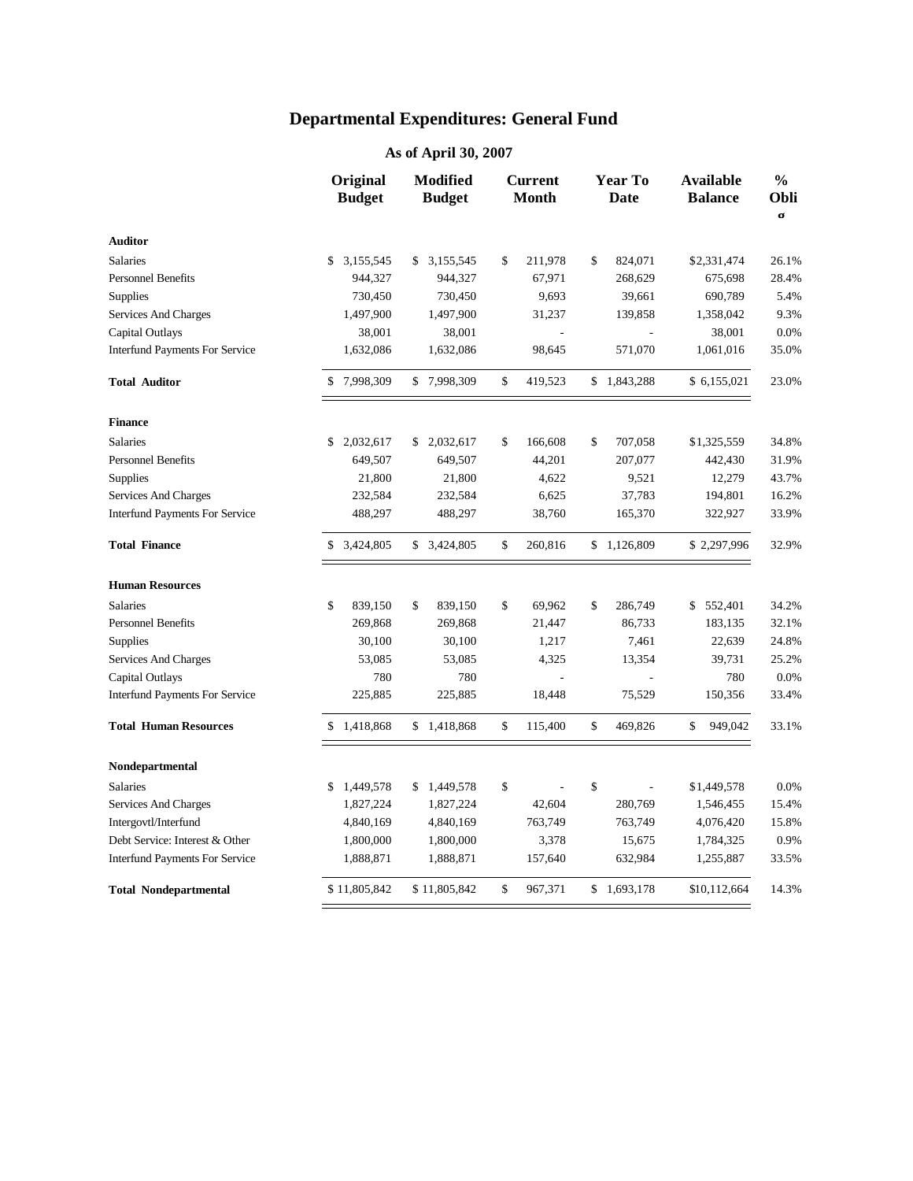# Departmental Expenditures: General Fund

## As of April 30, 2007

| | Original Budget | Modified Budget | Current Month | Year To Date | Available Balance | % Obli g |
|---|---|---|---|---|---|---|
| **Auditor** | | | | | | |
| Salaries | $ 3,155,545 | $ 3,155,545 | $ 211,978 | $ 824,071 | $2,331,474 | 26.1% |
| Personnel Benefits | 944,327 | 944,327 | 67,971 | 268,629 | 675,698 | 28.4% |
| Supplies | 730,450 | 730,450 | 9,693 | 39,661 | 690,789 | 5.4% |
| Services And Charges | 1,497,900 | 1,497,900 | 31,237 | 139,858 | 1,358,042 | 9.3% |
| Capital Outlays | 38,001 | 38,001 | - | - | 38,001 | 0.0% |
| Interfund Payments For Service | 1,632,086 | 1,632,086 | 98,645 | 571,070 | 1,061,016 | 35.0% |
| **Total Auditor** | $ 7,998,309 | $ 7,998,309 | $ 419,523 | $ 1,843,288 | $ 6,155,021 | 23.0% |
| **Finance** | | | | | | |
| Salaries | $ 2,032,617 | $ 2,032,617 | $ 166,608 | $ 707,058 | $1,325,559 | 34.8% |
| Personnel Benefits | 649,507 | 649,507 | 44,201 | 207,077 | 442,430 | 31.9% |
| Supplies | 21,800 | 21,800 | 4,622 | 9,521 | 12,279 | 43.7% |
| Services And Charges | 232,584 | 232,584 | 6,625 | 37,783 | 194,801 | 16.2% |
| Interfund Payments For Service | 488,297 | 488,297 | 38,760 | 165,370 | 322,927 | 33.9% |
| **Total Finance** | $ 3,424,805 | $ 3,424,805 | $ 260,816 | $ 1,126,809 | $ 2,297,996 | 32.9% |
| **Human Resources** | | | | | | |
| Salaries | $ 839,150 | $ 839,150 | $ 69,962 | $ 286,749 | $ 552,401 | 34.2% |
| Personnel Benefits | 269,868 | 269,868 | 21,447 | 86,733 | 183,135 | 32.1% |
| Supplies | 30,100 | 30,100 | 1,217 | 7,461 | 22,639 | 24.8% |
| Services And Charges | 53,085 | 53,085 | 4,325 | 13,354 | 39,731 | 25.2% |
| Capital Outlays | 780 | 780 | - | - | 780 | 0.0% |
| Interfund Payments For Service | 225,885 | 225,885 | 18,448 | 75,529 | 150,356 | 33.4% |
| **Total Human Resources** | $ 1,418,868 | $ 1,418,868 | $ 115,400 | $ 469,826 | $ 949,042 | 33.1% |
| **Nondepartmental** | | | | | | |
| Salaries | $ 1,449,578 | $ 1,449,578 | $ - | $ - | $1,449,578 | 0.0% |
| Services And Charges | 1,827,224 | 1,827,224 | 42,604 | 280,769 | 1,546,455 | 15.4% |
| Intergovtl/Interfund | 4,840,169 | 4,840,169 | 763,749 | 763,749 | 4,076,420 | 15.8% |
| Debt Service: Interest & Other | 1,800,000 | 1,800,000 | 3,378 | 15,675 | 1,784,325 | 0.9% |
| Interfund Payments For Service | 1,888,871 | 1,888,871 | 157,640 | 632,984 | 1,255,887 | 33.5% |
| **Total Nondepartmental** | $ 11,805,842 | $ 11,805,842 | $ 967,371 | $ 1,693,178 | $10,112,664 | 14.3% |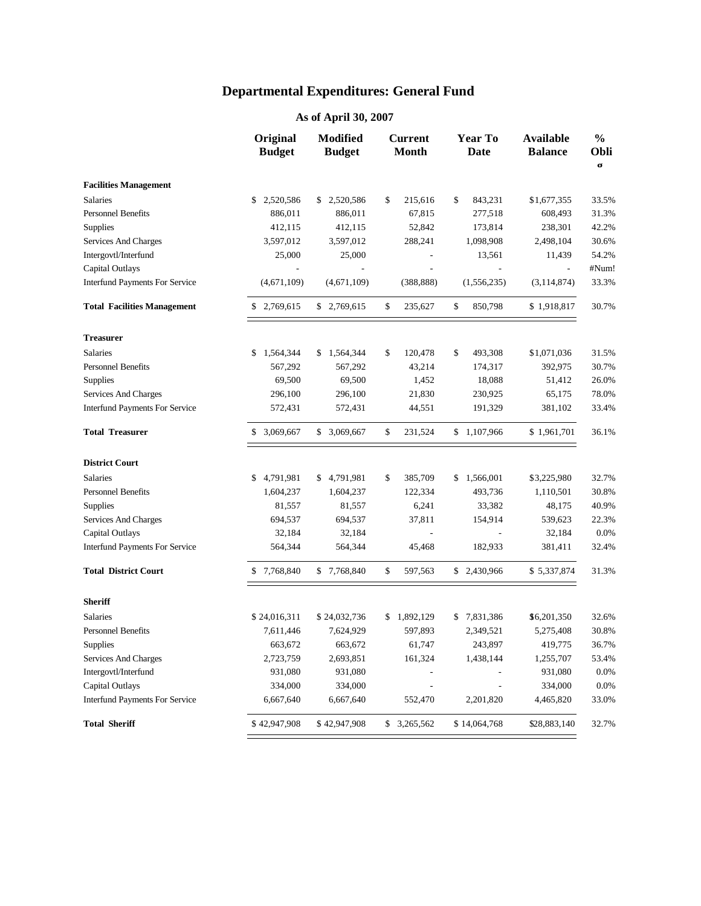# Departmental Expenditures: General Fund

## As of April 30, 2007

| | Original Budget | Modified Budget | Current Month | Year To Date | Available Balance | % Oblig |
|---|---|---|---|---|---|---|
| **Facilities Management** | | | | | | |
| Salaries | $ 2,520,586 | $ 2,520,586 | $ 215,616 | $ 843,231 | $1,677,355 | 33.5% |
| Personnel Benefits | 886,011 | 886,011 | 67,815 | 277,518 | 608,493 | 31.3% |
| Supplies | 412,115 | 412,115 | 52,842 | 173,814 | 238,301 | 42.2% |
| Services And Charges | 3,597,012 | 3,597,012 | 288,241 | 1,098,908 | 2,498,104 | 30.6% |
| Intergovtl/Interfund | 25,000 | 25,000 | - | 13,561 | 11,439 | 54.2% |
| Capital Outlays | - | - | - | - | - | #Num! |
| Interfund Payments For Service | (4,671,109) | (4,671,109) | (388,888) | (1,556,235) | (3,114,874) | 33.3% |
| **Total Facilities Management** | $ 2,769,615 | $ 2,769,615 | $ 235,627 | $ 850,798 | $ 1,918,817 | 30.7% |
| **Treasurer** | | | | | | |
| Salaries | $ 1,564,344 | $ 1,564,344 | $ 120,478 | $ 493,308 | $1,071,036 | 31.5% |
| Personnel Benefits | 567,292 | 567,292 | 43,214 | 174,317 | 392,975 | 30.7% |
| Supplies | 69,500 | 69,500 | 1,452 | 18,088 | 51,412 | 26.0% |
| Services And Charges | 296,100 | 296,100 | 21,830 | 230,925 | 65,175 | 78.0% |
| Interfund Payments For Service | 572,431 | 572,431 | 44,551 | 191,329 | 381,102 | 33.4% |
| **Total Treasurer** | $ 3,069,667 | $ 3,069,667 | $ 231,524 | $ 1,107,966 | $ 1,961,701 | 36.1% |
| **District Court** | | | | | | |
| Salaries | $ 4,791,981 | $ 4,791,981 | $ 385,709 | $ 1,566,001 | $3,225,980 | 32.7% |
| Personnel Benefits | 1,604,237 | 1,604,237 | 122,334 | 493,736 | 1,110,501 | 30.8% |
| Supplies | 81,557 | 81,557 | 6,241 | 33,382 | 48,175 | 40.9% |
| Services And Charges | 694,537 | 694,537 | 37,811 | 154,914 | 539,623 | 22.3% |
| Capital Outlays | 32,184 | 32,184 | - | - | 32,184 | 0.0% |
| Interfund Payments For Service | 564,344 | 564,344 | 45,468 | 182,933 | 381,411 | 32.4% |
| **Total District Court** | $ 7,768,840 | $ 7,768,840 | $ 597,563 | $ 2,430,966 | $ 5,337,874 | 31.3% |
| **Sheriff** | | | | | | |
| Salaries | $ 24,016,311 | $ 24,032,736 | $ 1,892,129 | $ 7,831,386 | $16,201,350 | 32.6% |
| Personnel Benefits | 7,611,446 | 7,624,929 | 597,893 | 2,349,521 | 5,275,408 | 30.8% |
| Supplies | 663,672 | 663,672 | 61,747 | 243,897 | 419,775 | 36.7% |
| Services And Charges | 2,723,759 | 2,693,851 | 161,324 | 1,438,144 | 1,255,707 | 53.4% |
| Intergovtl/Interfund | 931,080 | 931,080 | - | - | 931,080 | 0.0% |
| Capital Outlays | 334,000 | 334,000 | - | - | 334,000 | 0.0% |
| Interfund Payments For Service | 6,667,640 | 6,667,640 | 552,470 | 2,201,820 | 4,465,820 | 33.0% |
| **Total Sheriff** | $ 42,947,908 | $ 42,947,908 | $ 3,265,562 | $ 14,064,768 | $28,883,140 | 32.7% |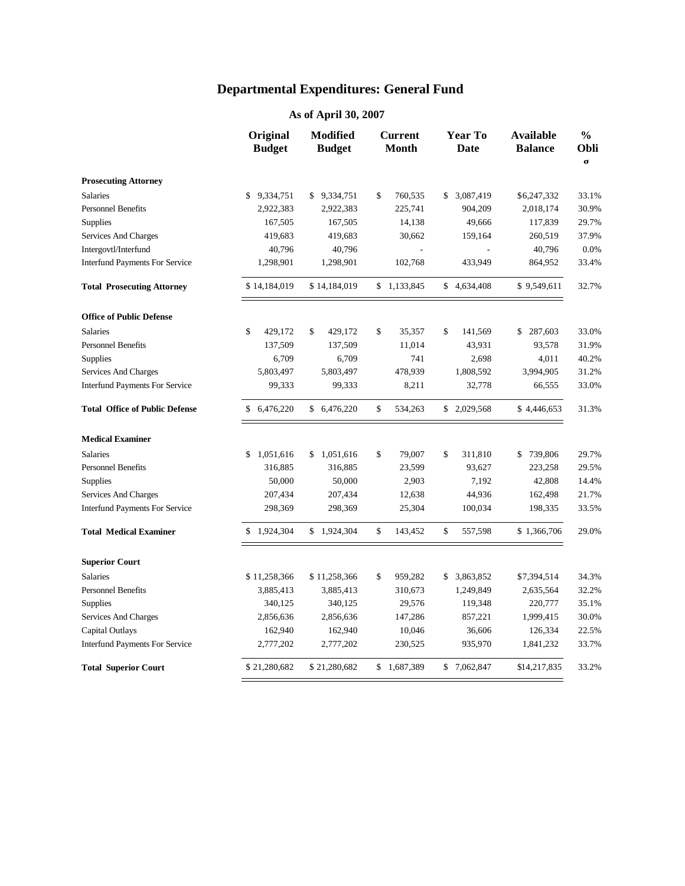# Departmental Expenditures: General Fund

## As of April 30, 2007

| | Original Budget | Modified Budget | Current Month | Year To Date | Available Balance | % Oblig |
|---|---|---|---|---|---|---|
| **Prosecuting Attorney** | | | | | | |
| Salaries | $ 9,334,751 | $ 9,334,751 | $ 760,535 | $ 3,087,419 | $6,247,332 | 33.1% |
| Personnel Benefits | 2,922,383 | 2,922,383 | 225,741 | 904,209 | 2,018,174 | 30.9% |
| Supplies | 167,505 | 167,505 | 14,138 | 49,666 | 117,839 | 29.7% |
| Services And Charges | 419,683 | 419,683 | 30,662 | 159,164 | 260,519 | 37.9% |
| Intergovtl/Interfund | 40,796 | 40,796 | - | - | 40,796 | 0.0% |
| Interfund Payments For Service | 1,298,901 | 1,298,901 | 102,768 | 433,949 | 864,952 | 33.4% |
| **Total Prosecuting Attorney** | $ 14,184,019 | $ 14,184,019 | $ 1,133,845 | $ 4,634,408 | $ 9,549,611 | 32.7% |
| **Office of Public Defense** | | | | | | |
| Salaries | $ 429,172 | $ 429,172 | $ 35,357 | $ 141,569 | $ 287,603 | 33.0% |
| Personnel Benefits | 137,509 | 137,509 | 11,014 | 43,931 | 93,578 | 31.9% |
| Supplies | 6,709 | 6,709 | 741 | 2,698 | 4,011 | 40.2% |
| Services And Charges | 5,803,497 | 5,803,497 | 478,939 | 1,808,592 | 3,994,905 | 31.2% |
| Interfund Payments For Service | 99,333 | 99,333 | 8,211 | 32,778 | 66,555 | 33.0% |
| **Total Office of Public Defense** | $ 6,476,220 | $ 6,476,220 | $ 534,263 | $ 2,029,568 | $ 4,446,653 | 31.3% |
| **Medical Examiner** | | | | | | |
| Salaries | $ 1,051,616 | $ 1,051,616 | $ 79,007 | $ 311,810 | $ 739,806 | 29.7% |
| Personnel Benefits | 316,885 | 316,885 | 23,599 | 93,627 | 223,258 | 29.5% |
| Supplies | 50,000 | 50,000 | 2,903 | 7,192 | 42,808 | 14.4% |
| Services And Charges | 207,434 | 207,434 | 12,638 | 44,936 | 162,498 | 21.7% |
| Interfund Payments For Service | 298,369 | 298,369 | 25,304 | 100,034 | 198,335 | 33.5% |
| **Total Medical Examiner** | $ 1,924,304 | $ 1,924,304 | $ 143,452 | $ 557,598 | $ 1,366,706 | 29.0% |
| **Superior Court** | | | | | | |
| Salaries | $ 11,258,366 | $ 11,258,366 | $ 959,282 | $ 3,863,852 | $7,394,514 | 34.3% |
| Personnel Benefits | 3,885,413 | 3,885,413 | 310,673 | 1,249,849 | 2,635,564 | 32.2% |
| Supplies | 340,125 | 340,125 | 29,576 | 119,348 | 220,777 | 35.1% |
| Services And Charges | 2,856,636 | 2,856,636 | 147,286 | 857,221 | 1,999,415 | 30.0% |
| Capital Outlays | 162,940 | 162,940 | 10,046 | 36,606 | 126,334 | 22.5% |
| Interfund Payments For Service | 2,777,202 | 2,777,202 | 230,525 | 935,970 | 1,841,232 | 33.7% |
| **Total Superior Court** | $ 21,280,682 | $ 21,280,682 | $ 1,687,389 | $ 7,062,847 | $14,217,835 | 33.2% |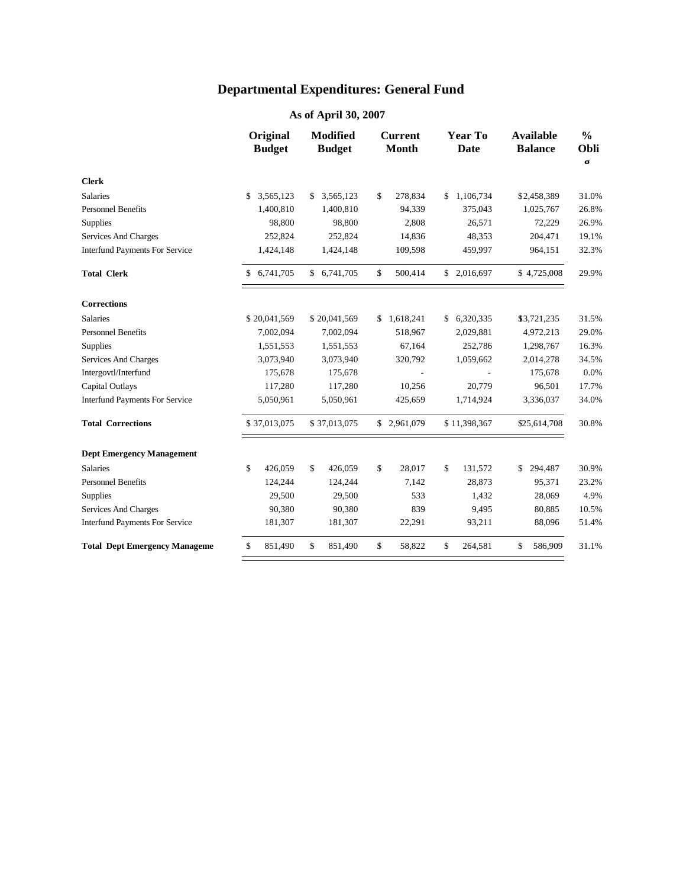# Departmental Expenditures: General Fund

## As of April 30, 2007

| | Original Budget | Modified Budget | Current Month | Year To Date | Available Balance | % Oblig |
|---|---|---|---|---|---|---|
| **Clerk** | | | | | | |
| Salaries | $ 3,565,123 | $ 3,565,123 | $ 278,834 | $ 1,106,734 | $2,458,389 | 31.0% |
| Personnel Benefits | 1,400,810 | 1,400,810 | 94,339 | 375,043 | 1,025,767 | 26.8% |
| Supplies | 98,800 | 98,800 | 2,808 | 26,571 | 72,229 | 26.9% |
| Services And Charges | 252,824 | 252,824 | 14,836 | 48,353 | 204,471 | 19.1% |
| Interfund Payments For Service | 1,424,148 | 1,424,148 | 109,598 | 459,997 | 964,151 | 32.3% |
| **Total Clerk** | $ 6,741,705 | $ 6,741,705 | $ 500,414 | $ 2,016,697 | $ 4,725,008 | 29.9% |
| **Corrections** | | | | | | |
| Salaries | $ 20,041,569 | $ 20,041,569 | $ 1,618,241 | $ 6,320,335 | $13,721,235 | 31.5% |
| Personnel Benefits | 7,002,094 | 7,002,094 | 518,967 | 2,029,881 | 4,972,213 | 29.0% |
| Supplies | 1,551,553 | 1,551,553 | 67,164 | 252,786 | 1,298,767 | 16.3% |
| Services And Charges | 3,073,940 | 3,073,940 | 320,792 | 1,059,662 | 2,014,278 | 34.5% |
| Intergovtl/Interfund | 175,678 | 175,678 | - | - | 175,678 | 0.0% |
| Capital Outlays | 117,280 | 117,280 | 10,256 | 20,779 | 96,501 | 17.7% |
| Interfund Payments For Service | 5,050,961 | 5,050,961 | 425,659 | 1,714,924 | 3,336,037 | 34.0% |
| **Total Corrections** | $ 37,013,075 | $ 37,013,075 | $ 2,961,079 | $ 11,398,367 | $25,614,708 | 30.8% |
| **Dept Emergency Management** | | | | | | |
| Salaries | $ 426,059 | $ 426,059 | $ 28,017 | $ 131,572 | $ 294,487 | 30.9% |
| Personnel Benefits | 124,244 | 124,244 | 7,142 | 28,873 | 95,371 | 23.2% |
| Supplies | 29,500 | 29,500 | 533 | 1,432 | 28,069 | 4.9% |
| Services And Charges | 90,380 | 90,380 | 839 | 9,495 | 80,885 | 10.5% |
| Interfund Payments For Service | 181,307 | 181,307 | 22,291 | 93,211 | 88,096 | 51.4% |
| **Total Dept Emergency Manageme** | $ 851,490 | $ 851,490 | $ 58,822 | $ 264,581 | $ 586,909 | 31.1% |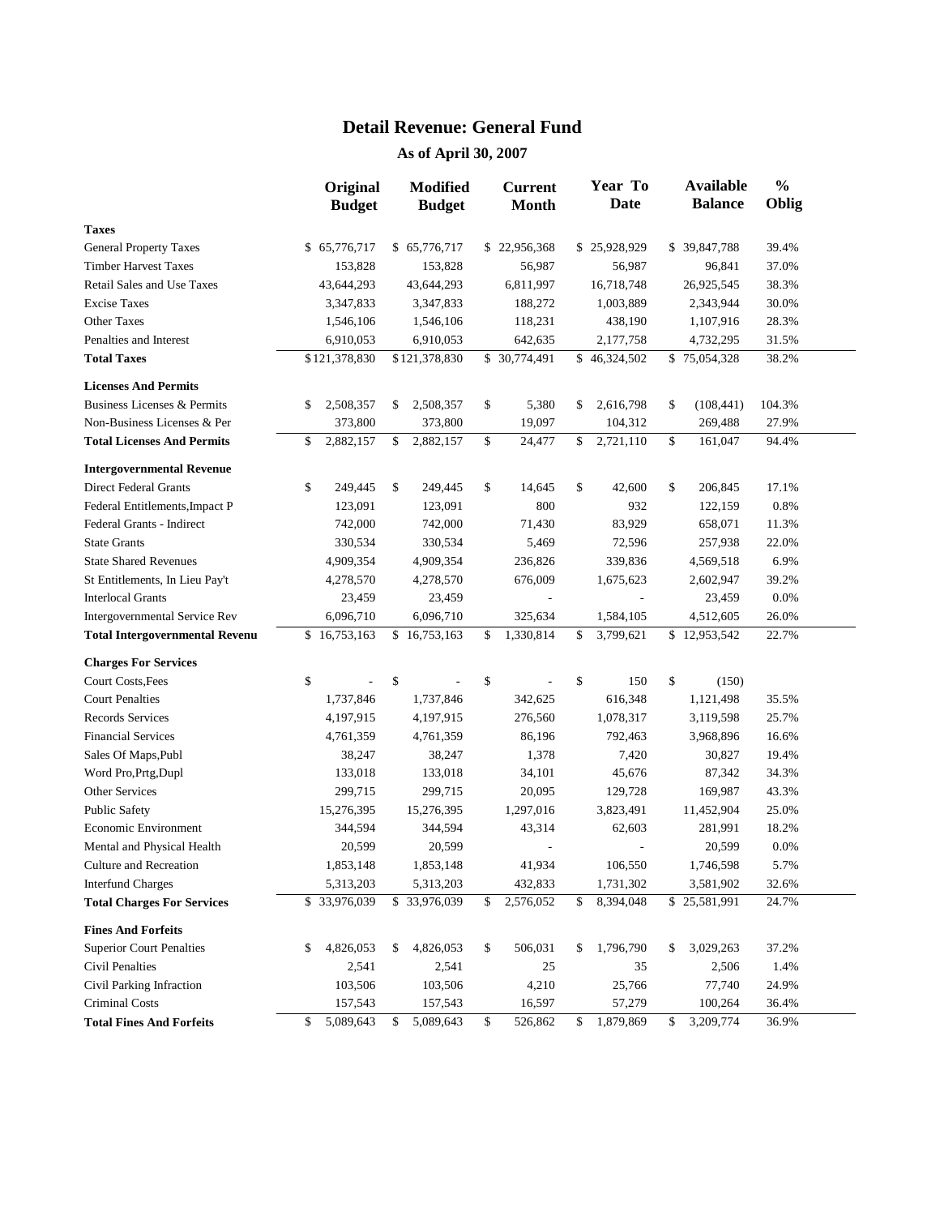# Detail Revenue: General Fund

## As of April 30, 2007

| | Original Budget | Modified Budget | Current Month | Year To Date | Available Balance | % Oblig |
|---|---|---|---|---|---|---|
| **Taxes** | | | | | | |
| General Property Taxes | $ 65,776,717 | $ 65,776,717 | $ 22,956,368 | $ 25,928,929 | $ 39,847,788 | 39.4% |
| Timber Harvest Taxes | 153,828 | 153,828 | 56,987 | 56,987 | 96,841 | 37.0% |
| Retail Sales and Use Taxes | 43,644,293 | 43,644,293 | 6,811,997 | 16,718,748 | 26,925,545 | 38.3% |
| Excise Taxes | 3,347,833 | 3,347,833 | 188,272 | 1,003,889 | 2,343,944 | 30.0% |
| Other Taxes | 1,546,106 | 1,546,106 | 118,231 | 438,190 | 1,107,916 | 28.3% |
| Penalties and Interest | 6,910,053 | 6,910,053 | 642,635 | 2,177,758 | 4,732,295 | 31.5% |
| **Total Taxes** | $121,378,830 | $121,378,830 | $ 30,774,491 | $ 46,324,502 | $ 75,054,328 | 38.2% |
| **Licenses And Permits** | | | | | | |
| Business Licenses & Permits | $ 2,508,357 | $ 2,508,357 | $ 5,380 | $ 2,616,798 | $ (108,441) | 104.3% |
| Non-Business Licenses & Per | 373,800 | 373,800 | 19,097 | 104,312 | 269,488 | 27.9% |
| **Total Licenses And Permits** | $ 2,882,157 | $ 2,882,157 | $ 24,477 | $ 2,721,110 | $ 161,047 | 94.4% |
| **Intergovernmental Revenue** | | | | | | |
| Direct Federal Grants | $ 249,445 | $ 249,445 | $ 14,645 | $ 42,600 | $ 206,845 | 17.1% |
| Federal Entitlements,Impact P | 123,091 | 123,091 | 800 | 932 | 122,159 | 0.8% |
| Federal Grants - Indirect | 742,000 | 742,000 | 71,430 | 83,929 | 658,071 | 11.3% |
| State Grants | 330,534 | 330,534 | 5,469 | 72,596 | 257,938 | 22.0% |
| State Shared Revenues | 4,909,354 | 4,909,354 | 236,826 | 339,836 | 4,569,518 | 6.9% |
| St Entitlements, In Lieu Pay't | 4,278,570 | 4,278,570 | 676,009 | 1,675,623 | 2,602,947 | 39.2% |
| Interlocal Grants | 23,459 | 23,459 | - | - | 23,459 | 0.0% |
| Intergovernmental Service Rev | 6,096,710 | 6,096,710 | 325,634 | 1,584,105 | 4,512,605 | 26.0% |
| **Total Intergovernmental Revenu** | $ 16,753,163 | $ 16,753,163 | $ 1,330,814 | $ 3,799,621 | $ 12,953,542 | 22.7% |
| **Charges For Services** | | | | | | |
| Court Costs,Fees | $ - | $ - | $ - | $ 150 | $ (150) | |
| Court Penalties | 1,737,846 | 1,737,846 | 342,625 | 616,348 | 1,121,498 | 35.5% |
| Records Services | 4,197,915 | 4,197,915 | 276,560 | 1,078,317 | 3,119,598 | 25.7% |
| Financial Services | 4,761,359 | 4,761,359 | 86,196 | 792,463 | 3,968,896 | 16.6% |
| Sales Of Maps,Publ | 38,247 | 38,247 | 1,378 | 7,420 | 30,827 | 19.4% |
| Word Pro,Prtg,Dupl | 133,018 | 133,018 | 34,101 | 45,676 | 87,342 | 34.3% |
| Other Services | 299,715 | 299,715 | 20,095 | 129,728 | 169,987 | 43.3% |
| Public Safety | 15,276,395 | 15,276,395 | 1,297,016 | 3,823,491 | 11,452,904 | 25.0% |
| Economic Environment | 344,594 | 344,594 | 43,314 | 62,603 | 281,991 | 18.2% |
| Mental and Physical Health | 20,599 | 20,599 | - | - | 20,599 | 0.0% |
| Culture and Recreation | 1,853,148 | 1,853,148 | 41,934 | 106,550 | 1,746,598 | 5.7% |
| Interfund Charges | 5,313,203 | 5,313,203 | 432,833 | 1,731,302 | 3,581,902 | 32.6% |
| **Total Charges For Services** | $ 33,976,039 | $ 33,976,039 | $ 2,576,052 | $ 8,394,048 | $ 25,581,991 | 24.7% |
| **Fines And Forfeits** | | | | | | |
| Superior Court Penalties | $ 4,826,053 | $ 4,826,053 | $ 506,031 | $ 1,796,790 | $ 3,029,263 | 37.2% |
| Civil Penalties | 2,541 | 2,541 | 25 | 35 | 2,506 | 1.4% |
| Civil Parking Infraction | 103,506 | 103,506 | 4,210 | 25,766 | 77,740 | 24.9% |
| Criminal Costs | 157,543 | 157,543 | 16,597 | 57,279 | 100,264 | 36.4% |
| **Total Fines And Forfeits** | $ 5,089,643 | $ 5,089,643 | $ 526,862 | $ 1,879,869 | $ 3,209,774 | 36.9% |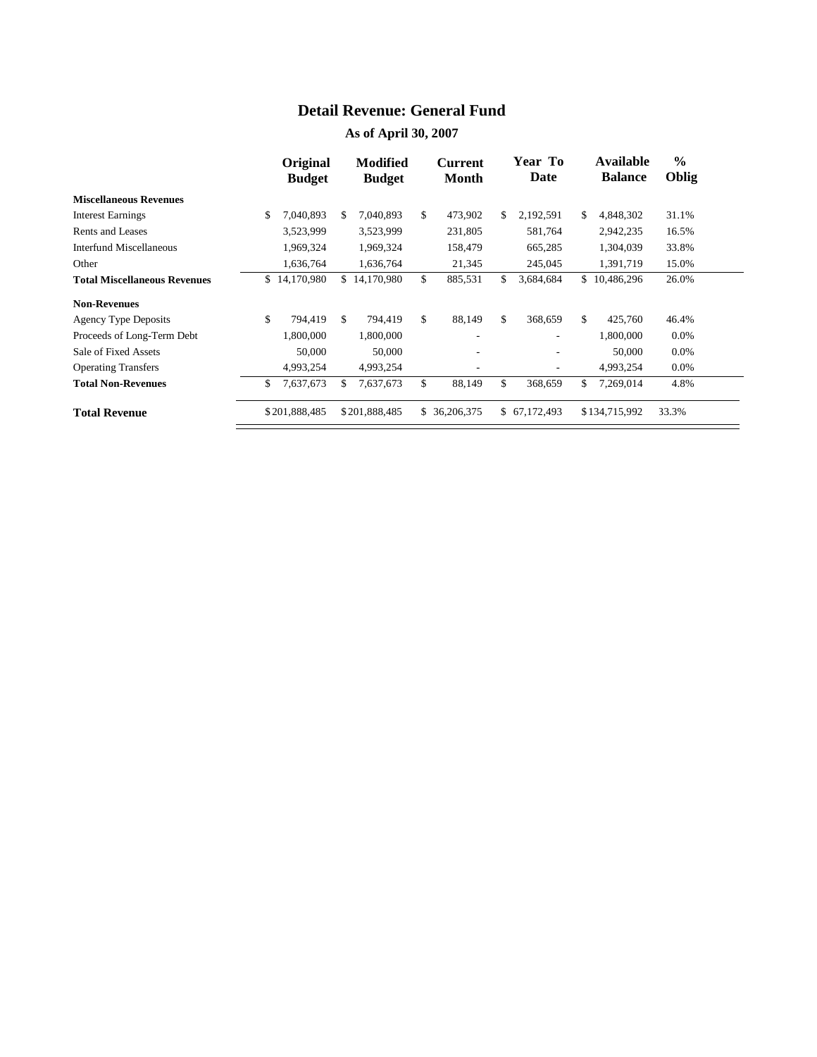# Detail Revenue: General Fund

## As of April 30, 2007

| | Original Budget | Modified Budget | Current Month | Year To Date | Available Balance | % Oblig |
|---|---|---|---|---|---|---|
| **Miscellaneous Revenues** | | | | | | |
| Interest Earnings | $ 7,040,893 | $ 7,040,893 | $ 473,902 | $ 2,192,591 | $ 4,848,302 | 31.1% |
| Rents and Leases | 3,523,999 | 3,523,999 | 231,805 | 581,764 | 2,942,235 | 16.5% |
| Interfund Miscellaneous | 1,969,324 | 1,969,324 | 158,479 | 665,285 | 1,304,039 | 33.8% |
| Other | 1,636,764 | 1,636,764 | 21,345 | 245,045 | 1,391,719 | 15.0% |
| **Total Miscellaneous Revenues** | $ 14,170,980 | $ 14,170,980 | $ 885,531 | $ 3,684,684 | $ 10,486,296 | 26.0% |
| **Non-Revenues** | | | | | | |
| Agency Type Deposits | $ 794,419 | $ 794,419 | $ 88,149 | $ 368,659 | $ 425,760 | 46.4% |
| Proceeds of Long-Term Debt | 1,800,000 | 1,800,000 | - | - | 1,800,000 | 0.0% |
| Sale of Fixed Assets | 50,000 | 50,000 | - | - | 50,000 | 0.0% |
| Operating Transfers | 4,993,254 | 4,993,254 | - | - | 4,993,254 | 0.0% |
| **Total Non-Revenues** | $ 7,637,673 | $ 7,637,673 | $ 88,149 | $ 368,659 | $ 7,269,014 | 4.8% |
| **Total Revenue** | $201,888,485 | $201,888,485 | $ 36,206,375 | $ 67,172,493 | $134,715,992 | 33.3% |